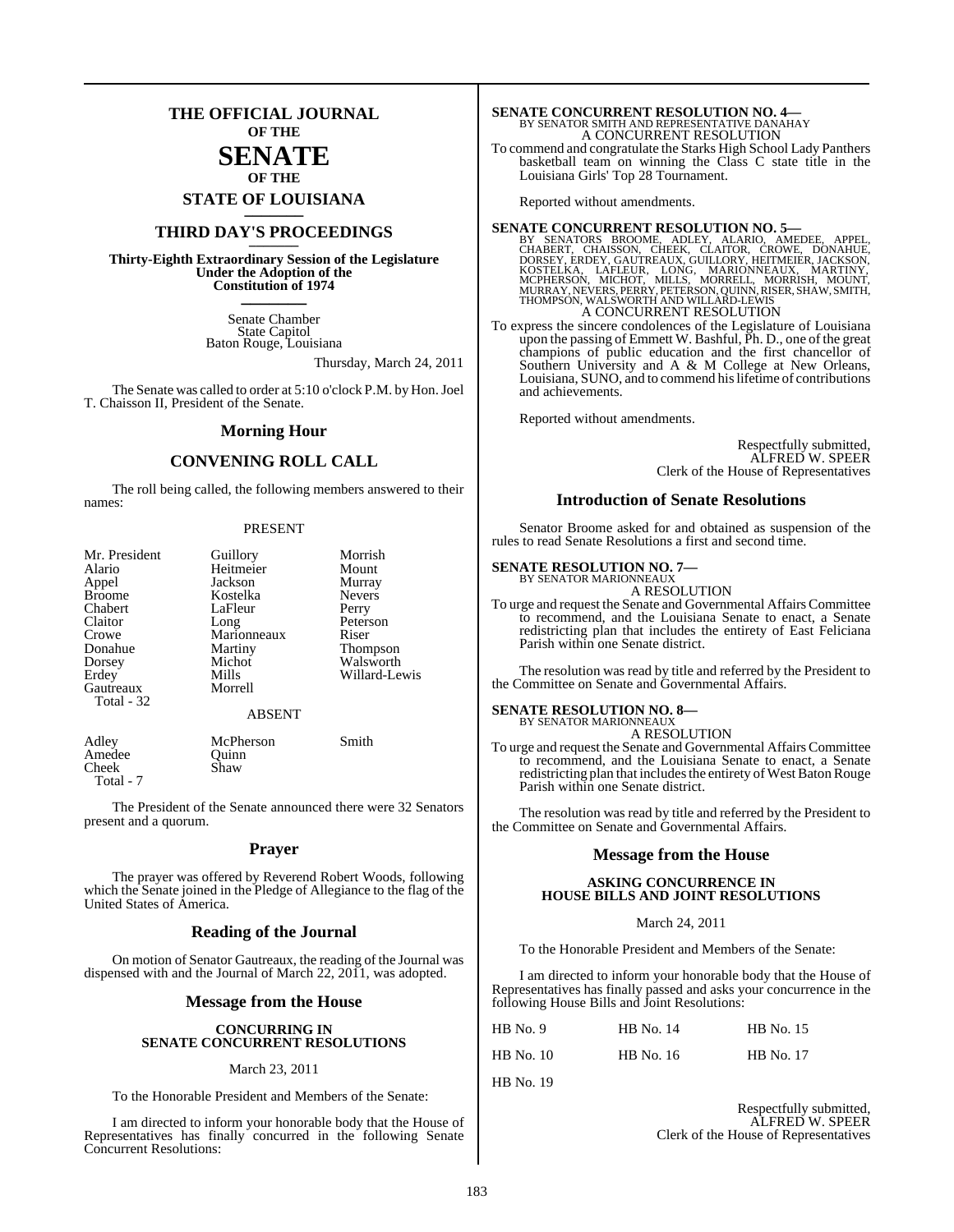# THE OFFICIAL JOURNAL OF THE SENATE OF THE STATE OF LOUISIANA

## THIRD DAY'S PROCEEDINGS

**Thirty-Eighth Extraordinary Session of the Legislature Under the Adoption of the Constitution of 1974**

Senate Chamber
State Capitol
Baton Rouge, Louisiana

Thursday, March 24, 2011

The Senate was called to order at 5:10 o'clock P.M. by Hon. Joel T. Chaisson II, President of the Senate.

## Morning Hour

## CONVENING ROLL CALL

The roll being called, the following members answered to their names:

PRESENT

| | | |
|---|---|---|
| Mr. President | Guillory | Morrish |
| Alario | Heitmeier | Mount |
| Appel | Jackson | Murray |
| Broome | Kostelka | Nevers |
| Chabert | LaFleur | Perry |
| Claitor | Long | Peterson |
| Crowe | Marionneaux | Riser |
| Donahue | Martiny | Thompson |
| Dorsey | Michot | Walsworth |
| Erdey | Mills | Willard-Lewis |
| Gautreaux | Morrell | |

Total - 32

ABSENT

| | | |
|---|---|---|
| Adley | McPherson | Smith |
| Amedee | Quinn | |
| Cheek | Shaw | |

Total - 7

The President of the Senate announced there were 32 Senators present and a quorum.

## Prayer

The prayer was offered by Reverend Robert Woods, following which the Senate joined in the Pledge of Allegiance to the flag of the United States of America.

## Reading of the Journal

On motion of Senator Gautreaux, the reading of the Journal was dispensed with and the Journal of March 22, 2011, was adopted.

## Message from the House

### CONCURRING IN SENATE CONCURRENT RESOLUTIONS

March 23, 2011

To the Honorable President and Members of the Senate:

I am directed to inform your honorable body that the House of Representatives has finally concurred in the following Senate Concurrent Resolutions:

**SENATE CONCURRENT RESOLUTION NO. 4—**
BY SENATOR SMITH AND REPRESENTATIVE DANAHAY
A CONCURRENT RESOLUTION
To commend and congratulate the Starks High School Lady Panthers basketball team on winning the Class C state title in the Louisiana Girls' Top 28 Tournament.

Reported without amendments.

**SENATE CONCURRENT RESOLUTION NO. 5—**
BY SENATORS BROOME, ADLEY, ALARIO, AMEDEE, APPEL, CHABERT, CHAISSON, CHEEK, CLAITOR, CROWE, DONAHUE, DORSEY, ERDEY, GAUTREAUX, GUILLORY, HEITMEIER, JACKSON, KOSTELKA, LAFLEUR, LONG, MARIONNEAUX, MARTINY, MCPHERSON, MICHOT, MILLS, MORRELL, MORRISH, MOUNT, MURRAY, NEVERS, PERRY, PETERSON, QUINN, RISER, SHAW, SMITH, THOMPSON, WALSWORTH AND WILLARD-LEWIS
A CONCURRENT RESOLUTION
To express the sincere condolences of the Legislature of Louisiana upon the passing of Emmett W. Bashful, Ph. D., one of the great champions of public education and the first chancellor of Southern University and A & M College at New Orleans, Louisiana, SUNO, and to commend his lifetime of contributions and achievements.

Reported without amendments.

Respectfully submitted,
ALFRED W. SPEER
Clerk of the House of Representatives

## Introduction of Senate Resolutions

Senator Broome asked for and obtained as suspension of the rules to read Senate Resolutions a first and second time.

**SENATE RESOLUTION NO. 7—**
BY SENATOR MARIONNEAUX
A RESOLUTION
To urge and request the Senate and Governmental Affairs Committee to recommend, and the Louisiana Senate to enact, a Senate redistricting plan that includes the entirety of East Feliciana Parish within one Senate district.

The resolution was read by title and referred by the President to the Committee on Senate and Governmental Affairs.

**SENATE RESOLUTION NO. 8—**
BY SENATOR MARIONNEAUX
A RESOLUTION
To urge and request the Senate and Governmental Affairs Committee to recommend, and the Louisiana Senate to enact, a Senate redistricting plan that includes the entirety of West Baton Rouge Parish within one Senate district.

The resolution was read by title and referred by the President to the Committee on Senate and Governmental Affairs.

## Message from the House

### ASKING CONCURRENCE IN HOUSE BILLS AND JOINT RESOLUTIONS

March 24, 2011

To the Honorable President and Members of the Senate:

I am directed to inform your honorable body that the House of Representatives has finally passed and asks your concurrence in the following House Bills and Joint Resolutions:

| | | |
|---|---|---|
| HB No. 9 | HB No. 14 | HB No. 15 |
| HB No. 10 | HB No. 16 | HB No. 17 |
| HB No. 19 | | |

Respectfully submitted,
ALFRED W. SPEER
Clerk of the House of Representatives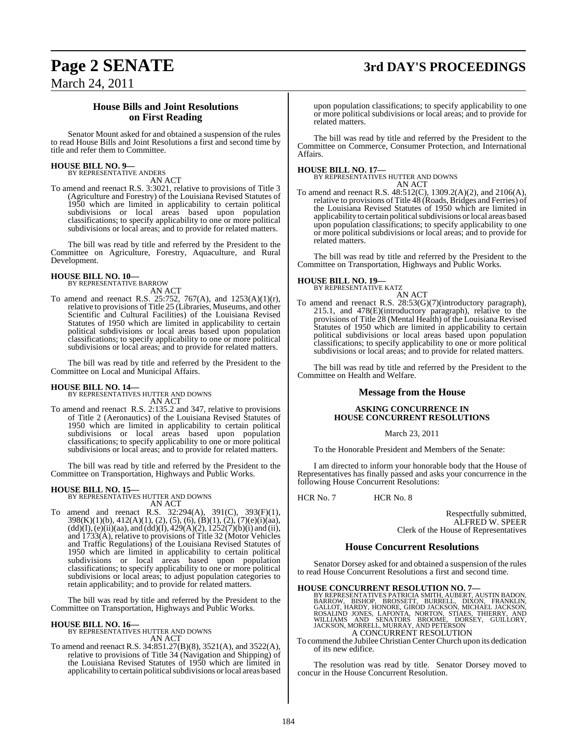## House Bills and Joint Resolutions on First Reading

Senator Mount asked for and obtained a suspension of the rules to read House Bills and Joint Resolutions a first and second time by title and refer them to Committee.

**HOUSE BILL NO. 9—**
BY REPRESENTATIVE ANDERS
AN ACT

To amend and reenact R.S. 3:3021, relative to provisions of Title 3 (Agriculture and Forestry) of the Louisiana Revised Statutes of 1950 which are limited in applicability to certain political subdivisions or local areas based upon population classifications; to specify applicability to one or more political subdivisions or local areas; and to provide for related matters.

The bill was read by title and referred by the President to the Committee on Agriculture, Forestry, Aquaculture, and Rural Development.

**HOUSE BILL NO. 10—**
BY REPRESENTATIVE BARROW
AN ACT

To amend and reenact R.S. 25:752, 767(A), and 1253(A)(1)(r), relative to provisions of Title 25 (Libraries, Museums, and other Scientific and Cultural Facilities) of the Louisiana Revised Statutes of 1950 which are limited in applicability to certain political subdivisions or local areas based upon population classifications; to specify applicability to one or more political subdivisions or local areas; and to provide for related matters.

The bill was read by title and referred by the President to the Committee on Local and Municipal Affairs.

**HOUSE BILL NO. 14—**
BY REPRESENTATIVES HUTTER AND DOWNS
AN ACT

To amend and reenact R.S. 2:135.2 and 347, relative to provisions of Title 2 (Aeronautics) of the Louisiana Revised Statutes of 1950 which are limited in applicability to certain political subdivisions or local areas based upon population classifications; to specify applicability to one or more political subdivisions or local areas; and to provide for related matters.

The bill was read by title and referred by the President to the Committee on Transportation, Highways and Public Works.

**HOUSE BILL NO. 15—**
BY REPRESENTATIVES HUTTER AND DOWNS
AN ACT

To amend and reenact R.S. 32:294(A), 391(C), 393(F)(1), 398(K)(1)(b), 412(A)(1), (2), (5), (6), (B)(1), (2), (7)(e)(i)(aa), (dd)(I), (e)(ii)(aa), and (dd)(I), 429(A)(2), 1252(7)(b)(i) and (ii), and 1733(A), relative to provisions of Title 32 (Motor Vehicles and Traffic Regulations) of the Louisiana Revised Statutes of 1950 which are limited in applicability to certain political subdivisions or local areas based upon population classifications; to specify applicability to one or more political subdivisions or local areas; to adjust population categories to retain applicability; and to provide for related matters.

The bill was read by title and referred by the President to the Committee on Transportation, Highways and Public Works.

**HOUSE BILL NO. 16—**
BY REPRESENTATIVES HUTTER AND DOWNS
AN ACT

To amend and reenact R.S. 34:851.27(B)(8), 3521(A), and 3522(A), relative to provisions of Title 34 (Navigation and Shipping) of the Louisiana Revised Statutes of 1950 which are limited in applicability to certain political subdivisions or local areas based upon population classifications; to specify applicability to one or more political subdivisions or local areas; and to provide for related matters.

The bill was read by title and referred by the President to the Committee on Commerce, Consumer Protection, and International Affairs.

**HOUSE BILL NO. 17—**
BY REPRESENTATIVES HUTTER AND DOWNS
AN ACT

To amend and reenact R.S. 48:512(C), 1309.2(A)(2), and 2106(A), relative to provisions of Title 48 (Roads, Bridges and Ferries) of the Louisiana Revised Statutes of 1950 which are limited in applicability to certain political subdivisions or local areas based upon population classifications; to specify applicability to one or more political subdivisions or local areas; and to provide for related matters.

The bill was read by title and referred by the President to the Committee on Transportation, Highways and Public Works.

**HOUSE BILL NO. 19—**
BY REPRESENTATIVE KATZ
AN ACT

To amend and reenact R.S. 28:53(G)(7)(introductory paragraph), 215.1, and 478(E)(introductory paragraph), relative to the provisions of Title 28 (Mental Health) of the Louisiana Revised Statutes of 1950 which are limited in applicability to certain political subdivisions or local areas based upon population classifications; to specify applicability to one or more political subdivisions or local areas; and to provide for related matters.

The bill was read by title and referred by the President to the Committee on Health and Welfare.

## Message from the House

### ASKING CONCURRENCE IN HOUSE CONCURRENT RESOLUTIONS

March 23, 2011

To the Honorable President and Members of the Senate:

I am directed to inform your honorable body that the House of Representatives has finally passed and asks your concurrence in the following House Concurrent Resolutions:

HCR No. 7 HCR No. 8

Respectfully submitted,
ALFRED W. SPEER
Clerk of the House of Representatives

## House Concurrent Resolutions

Senator Dorsey asked for and obtained a suspension of the rules to read House Concurrent Resolutions a first and second time.

**HOUSE CONCURRENT RESOLUTION NO. 7—**
BY REPRESENTATIVES PATRICIA SMITH, AUBERT, AUSTIN BADON, BARROW, BISHOP, BROSSETT, BURRELL, DIXON, FRANKLIN, GALLOT, HARDY, HONORE, GIROD JACKSON, MICHAEL JACKSON, ROSALIND JONES, LAFONTA, NORTON, STIAES, THIERRY, AND WILLIAMS AND SENATORS BROOME, DORSEY, GUILLORY, JACKSON, MORRELL, MURRAY, AND PETERSON
A CONCURRENT RESOLUTION

To commend the Jubilee Christian Center Church upon its dedication of its new edifice.

The resolution was read by title. Senator Dorsey moved to concur in the House Concurrent Resolution.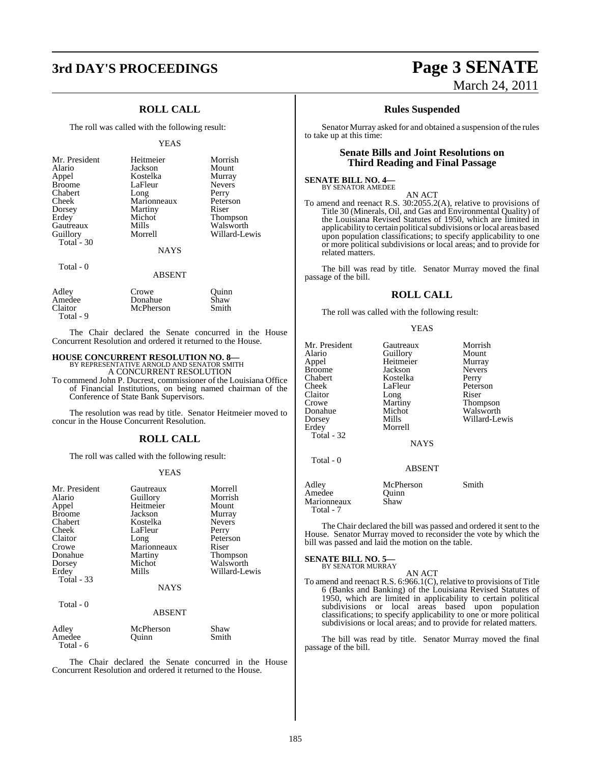## ROLL CALL

The roll was called with the following result:

YEAS

| | | |
|---|---|---|
| Mr. President | Heitmeier | Morrish |
| Alario | Jackson | Mount |
| Appel | Kostelka | Murray |
| Broome | LaFleur | Nevers |
| Chabert | Long | Perry |
| Cheek | Marionneaux | Peterson |
| Dorsey | Martiny | Riser |
| Erdey | Michot | Thompson |
| Gautreaux | Mills | Walsworth |
| Guillory | Morrell | Willard-Lewis |
| Total - 30 | | |

NAYS

Total - 0

ABSENT

| | | |
|---|---|---|
| Adley | Crowe | Quinn |
| Amedee | Donahue | Shaw |
| Claitor | McPherson | Smith |
| Total - 9 | | |

The Chair declared the Senate concurred in the House Concurrent Resolution and ordered it returned to the House.

**HOUSE CONCURRENT RESOLUTION NO. 8—**
BY REPRESENTATIVE ARNOLD AND SENATOR SMITH
A CONCURRENT RESOLUTION

To commend John P. Ducrest, commissioner of the Louisiana Office of Financial Institutions, on being named chairman of the Conference of State Bank Supervisors.

The resolution was read by title. Senator Heitmeier moved to concur in the House Concurrent Resolution.

## ROLL CALL

The roll was called with the following result:

YEAS

| | | |
|---|---|---|
| Mr. President | Gautreaux | Morrell |
| Alario | Guillory | Morrish |
| Appel | Heitmeier | Mount |
| Broome | Jackson | Murray |
| Chabert | Kostelka | Nevers |
| Cheek | LaFleur | Perry |
| Claitor | Long | Peterson |
| Crowe | Marionneaux | Riser |
| Donahue | Martiny | Thompson |
| Dorsey | Michot | Walsworth |
| Erdey | Mills | Willard-Lewis |
| Total - 33 | | |

NAYS

Total - 0

ABSENT

| | | |
|---|---|---|
| Adley | McPherson | Shaw |
| Amedee | Quinn | Smith |
| Total - 6 | | |

The Chair declared the Senate concurred in the House Concurrent Resolution and ordered it returned to the House.

## Rules Suspended

Senator Murray asked for and obtained a suspension of the rules to take up at this time:

### Senate Bills and Joint Resolutions on Third Reading and Final Passage

**SENATE BILL NO. 4—**
BY SENATOR AMEDEE
AN ACT

To amend and reenact R.S. 30:2055.2(A), relative to provisions of Title 30 (Minerals, Oil, and Gas and Environmental Quality) of the Louisiana Revised Statutes of 1950, which are limited in applicability to certain political subdivisions or local areas based upon population classifications; to specify applicability to one or more political subdivisions or local areas; and to provide for related matters.

The bill was read by title. Senator Murray moved the final passage of the bill.

## ROLL CALL

The roll was called with the following result:

YEAS

| | | |
|---|---|---|
| Mr. President | Gautreaux | Morrish |
| Alario | Guillory | Mount |
| Appel | Heitmeier | Murray |
| Broome | Jackson | Nevers |
| Chabert | Kostelka | Perry |
| Cheek | LaFleur | Peterson |
| Claitor | Long | Riser |
| Crowe | Martiny | Thompson |
| Donahue | Michot | Walsworth |
| Dorsey | Mills | Willard-Lewis |
| Erdey | Morrell | |
| Total - 32 | | |

NAYS

Total - 0

ABSENT

| | | |
|---|---|---|
| Adley | McPherson | Smith |
| Amedee | Quinn | |
| Marionneaux | Shaw | |
| Total - 7 | | |

The Chair declared the bill was passed and ordered it sent to the House. Senator Murray moved to reconsider the vote by which the bill was passed and laid the motion on the table.

**SENATE BILL NO. 5—**
BY SENATOR MURRAY
AN ACT

To amend and reenact R.S. 6:966.1(C), relative to provisions of Title 6 (Banks and Banking) of the Louisiana Revised Statutes of 1950, which are limited in applicability to certain political subdivisions or local areas based upon population classifications; to specify applicability to one or more political subdivisions or local areas; and to provide for related matters.

The bill was read by title. Senator Murray moved the final passage of the bill.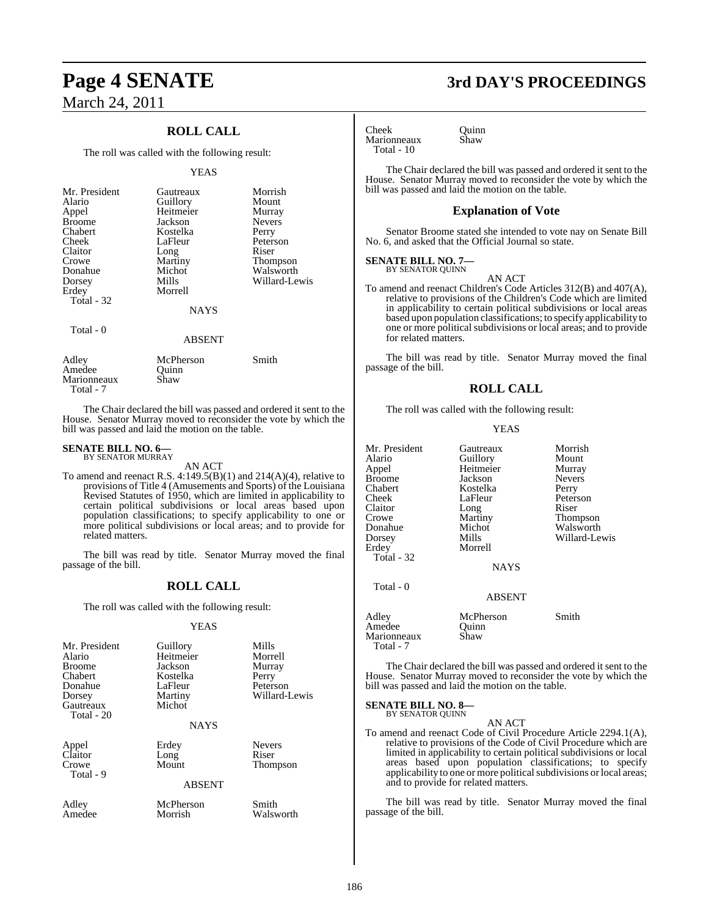## ROLL CALL

The roll was called with the following result:

YEAS

| | | |
|---|---|---|
| Mr. President | Gautreaux | Morrish |
| Alario | Guillory | Mount |
| Appel | Heitmeier | Murray |
| Broome | Jackson | Nevers |
| Chabert | Kostelka | Perry |
| Cheek | LaFleur | Peterson |
| Claitor | Long | Riser |
| Crowe | Martiny | Thompson |
| Donahue | Michot | Walsworth |
| Dorsey | Mills | Willard-Lewis |
| Erdey | Morrell | |
| Total - 32 | | |

NAYS

Total - 0

ABSENT

| | | |
|---|---|---|
| Adley | McPherson | Smith |
| Amedee | Quinn | |
| Marionneaux | Shaw | |
| Total - 7 | | |

The Chair declared the bill was passed and ordered it sent to the House. Senator Murray moved to reconsider the vote by which the bill was passed and laid the motion on the table.

**SENATE BILL NO. 6—**
BY SENATOR MURRAY

AN ACT

To amend and reenact R.S. 4:149.5(B)(1) and 214(A)(4), relative to provisions of Title 4 (Amusements and Sports) of the Louisiana Revised Statutes of 1950, which are limited in applicability to certain political subdivisions or local areas based upon population classifications; to specify applicability to one or more political subdivisions or local areas; and to provide for related matters.

The bill was read by title. Senator Murray moved the final passage of the bill.

## ROLL CALL

The roll was called with the following result:

YEAS

| | | |
|---|---|---|
| Mr. President | Guillory | Mills |
| Alario | Heitmeier | Morrell |
| Broome | Jackson | Murray |
| Chabert | Kostelka | Perry |
| Donahue | LaFleur | Peterson |
| Dorsey | Martiny | Willard-Lewis |
| Gautreaux | Michot | |
| Total - 20 | | |

NAYS

| | | |
|---|---|---|
| Appel | Erdey | Nevers |
| Claitor | Long | Riser |
| Crowe | Mount | Thompson |
| Total - 9 | | |

ABSENT

| | | |
|---|---|---|
| Adley | McPherson | Smith |
| Amedee | Morrish | Walsworth |
| Cheek | Quinn | |
| Marionneaux | Shaw | |
| Total - 10 | | |

The Chair declared the bill was passed and ordered it sent to the House. Senator Murray moved to reconsider the vote by which the bill was passed and laid the motion on the table.

### Explanation of Vote

Senator Broome stated she intended to vote nay on Senate Bill No. 6, and asked that the Official Journal so state.

**SENATE BILL NO. 7—**
BY SENATOR QUINN

AN ACT

To amend and reenact Children's Code Articles 312(B) and 407(A), relative to provisions of the Children's Code which are limited in applicability to certain political subdivisions or local areas based upon population classifications; to specify applicability to one or more political subdivisions or local areas; and to provide for related matters.

The bill was read by title. Senator Murray moved the final passage of the bill.

## ROLL CALL

The roll was called with the following result:

YEAS

| | | |
|---|---|---|
| Mr. President | Gautreaux | Morrish |
| Alario | Guillory | Mount |
| Appel | Heitmeier | Murray |
| Broome | Jackson | Nevers |
| Chabert | Kostelka | Perry |
| Cheek | LaFleur | Peterson |
| Claitor | Long | Riser |
| Crowe | Martiny | Thompson |
| Donahue | Michot | Walsworth |
| Dorsey | Mills | Willard-Lewis |
| Erdey | Morrell | |
| Total - 32 | | |

NAYS

Total - 0

ABSENT

| | | |
|---|---|---|
| Adley | McPherson | Smith |
| Amedee | Quinn | |
| Marionneaux | Shaw | |
| Total - 7 | | |

The Chair declared the bill was passed and ordered it sent to the House. Senator Murray moved to reconsider the vote by which the bill was passed and laid the motion on the table.

**SENATE BILL NO. 8—**
BY SENATOR QUINN

AN ACT

To amend and reenact Code of Civil Procedure Article 2294.1(A), relative to provisions of the Code of Civil Procedure which are limited in applicability to certain political subdivisions or local areas based upon population classifications; to specify applicability to one or more political subdivisions or local areas; and to provide for related matters.

The bill was read by title. Senator Murray moved the final passage of the bill.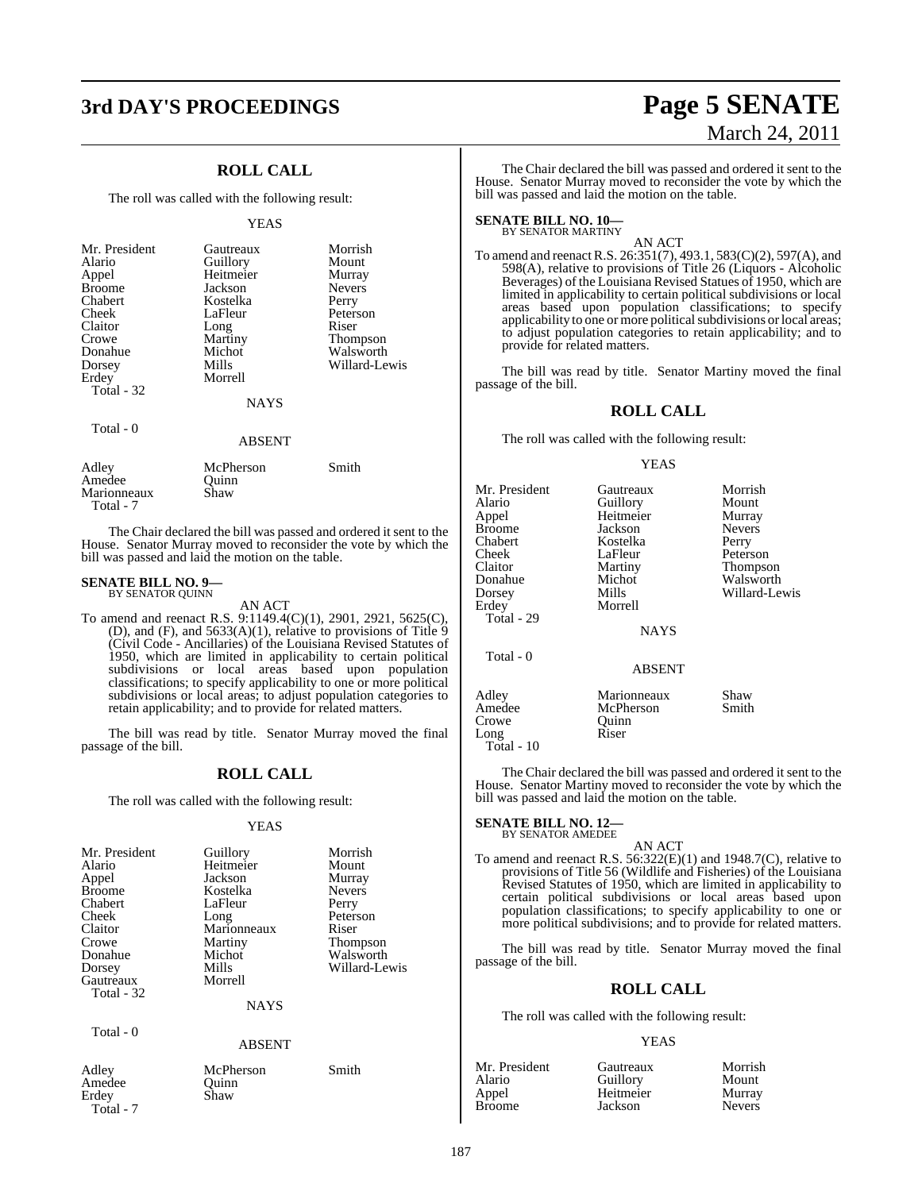## ROLL CALL

The roll was called with the following result:

YEAS

| | | |
|---|---|---|
| Mr. President | Gautreaux | Morrish |
| Alario | Guillory | Mount |
| Appel | Heitmeier | Murray |
| Broome | Jackson | Nevers |
| Chabert | Kostelka | Perry |
| Cheek | LaFleur | Peterson |
| Claitor | Long | Riser |
| Crowe | Martiny | Thompson |
| Donahue | Michot | Walsworth |
| Dorsey | Mills | Willard-Lewis |
| Erdey | Morrell | |
| Total - 32 | | |

NAYS

Total - 0

ABSENT

| | | |
|---|---|---|
| Adley | McPherson | Smith |
| Amedee | Quinn | |
| Marionneaux | Shaw | |
| Total - 7 | | |

The Chair declared the bill was passed and ordered it sent to the House. Senator Murray moved to reconsider the vote by which the bill was passed and laid the motion on the table.

**SENATE BILL NO. 9—**
BY SENATOR QUINN

AN ACT

To amend and reenact R.S. 9:1149.4(C)(1), 2901, 2921, 5625(C), (D), and (F), and 5633(A)(1), relative to provisions of Title 9 (Civil Code - Ancillaries) of the Louisiana Revised Statutes of 1950, which are limited in applicability to certain political subdivisions or local areas based upon population classifications; to specify applicability to one or more political subdivisions or local areas; to adjust population categories to retain applicability; and to provide for related matters.

The bill was read by title. Senator Murray moved the final passage of the bill.

## ROLL CALL

The roll was called with the following result:

YEAS

| | | |
|---|---|---|
| Mr. President | Guillory | Morrish |
| Alario | Heitmeier | Mount |
| Appel | Jackson | Murray |
| Broome | Kostelka | Nevers |
| Chabert | LaFleur | Perry |
| Cheek | Long | Peterson |
| Claitor | Marionneaux | Riser |
| Crowe | Martiny | Thompson |
| Donahue | Michot | Walsworth |
| Dorsey | Mills | Willard-Lewis |
| Gautreaux | Morrell | |
| Total - 32 | | |

NAYS

Total - 0

ABSENT

| | | |
|---|---|---|
| Adley | McPherson | Smith |
| Amedee | Quinn | |
| Erdey | Shaw | |
| Total - 7 | | |

The Chair declared the bill was passed and ordered it sent to the House. Senator Murray moved to reconsider the vote by which the bill was passed and laid the motion on the table.

**SENATE BILL NO. 10—**
BY SENATOR MARTINY

AN ACT

To amend and reenact R.S. 26:351(7), 493.1, 583(C)(2), 597(A), and 598(A), relative to provisions of Title 26 (Liquors - Alcoholic Beverages) of the Louisiana Revised Statues of 1950, which are limited in applicability to certain political subdivisions or local areas based upon population classifications; to specify applicability to one or more political subdivisions or local areas; to adjust population categories to retain applicability; and to provide for related matters.

The bill was read by title. Senator Martiny moved the final passage of the bill.

## ROLL CALL

The roll was called with the following result:

YEAS

| | | |
|---|---|---|
| Mr. President | Gautreaux | Morrish |
| Alario | Guillory | Mount |
| Appel | Heitmeier | Murray |
| Broome | Jackson | Nevers |
| Chabert | Kostelka | Perry |
| Cheek | LaFleur | Peterson |
| Claitor | Martiny | Thompson |
| Donahue | Michot | Walsworth |
| Dorsey | Mills | Willard-Lewis |
| Erdey | Morrell | |
| Total - 29 | | |

NAYS

Total - 0

ABSENT

| | | |
|---|---|---|
| Adley | Marionneaux | Shaw |
| Amedee | McPherson | Smith |
| Crowe | Quinn | |
| Long | Riser | |
| Total - 10 | | |

The Chair declared the bill was passed and ordered it sent to the House. Senator Martiny moved to reconsider the vote by which the bill was passed and laid the motion on the table.

**SENATE BILL NO. 12—**
BY SENATOR AMEDEE

AN ACT

To amend and reenact R.S. 56:322(E)(1) and 1948.7(C), relative to provisions of Title 56 (Wildlife and Fisheries) of the Louisiana Revised Statutes of 1950, which are limited in applicability to certain political subdivisions or local areas based upon population classifications; to specify applicability to one or more political subdivisions; and to provide for related matters.

The bill was read by title. Senator Murray moved the final passage of the bill.

## ROLL CALL

The roll was called with the following result:

YEAS

| | | |
|---|---|---|
| Mr. President | Gautreaux | Morrish |
| Alario | Guillory | Mount |
| Appel | Heitmeier | Murray |
| Broome | Jackson | Nevers |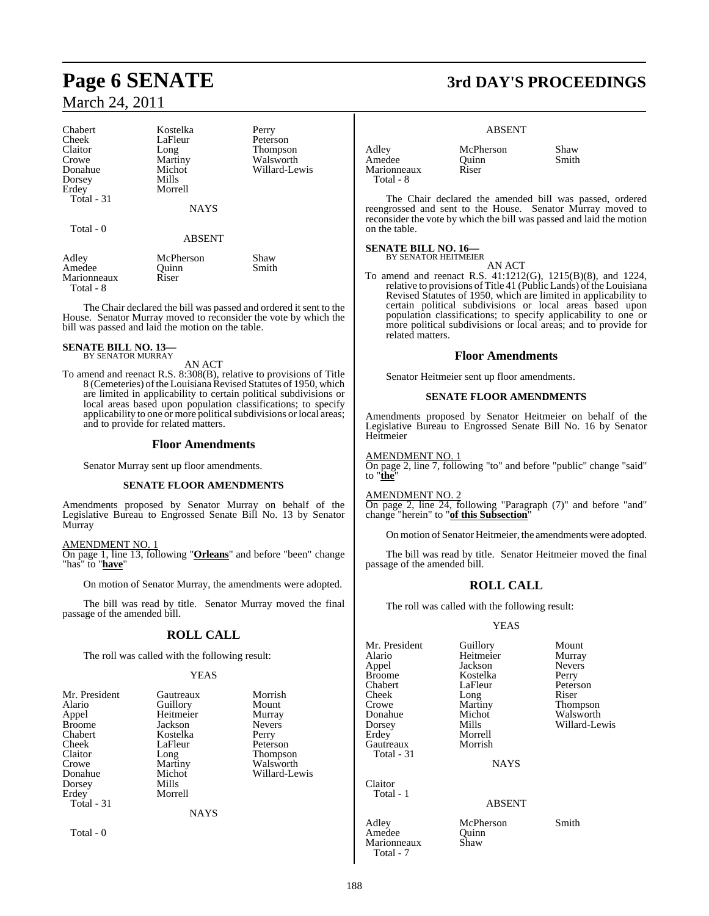| | | |
|---|---|---|
| Chabert | Kostelka | Perry |
| Cheek | LaFleur | Peterson |
| Claitor | Long | Thompson |
| Crowe | Martiny | Walsworth |
| Donahue | Michot | Willard-Lewis |
| Dorsey | Mills | |
| Erdey | Morrell | |
| Total - 31 | | |

NAYS

Total - 0

ABSENT

| | | |
|---|---|---|
| Adley | McPherson | Shaw |
| Amedee | Quinn | Smith |
| Marionneaux | Riser | |
| Total - 8 | | |

The Chair declared the bill was passed and ordered it sent to the House. Senator Murray moved to reconsider the vote by which the bill was passed and laid the motion on the table.

**SENATE BILL NO. 13—**
BY SENATOR MURRAY

AN ACT

To amend and reenact R.S. 8:308(B), relative to provisions of Title 8 (Cemeteries) of the Louisiana Revised Statutes of 1950, which are limited in applicability to certain political subdivisions or local areas based upon population classifications; to specify applicability to one or more political subdivisions or local areas; and to provide for related matters.

## Floor Amendments

Senator Murray sent up floor amendments.

### SENATE FLOOR AMENDMENTS

Amendments proposed by Senator Murray on behalf of the Legislative Bureau to Engrossed Senate Bill No. 13 by Senator Murray

AMENDMENT NO. 1
On page 1, line 13, following "**Orleans**" and before "been" change "has" to "**have**"

On motion of Senator Murray, the amendments were adopted.

The bill was read by title. Senator Murray moved the final passage of the amended bill.

## ROLL CALL

The roll was called with the following result:

YEAS

| | | |
|---|---|---|
| Mr. President | Gautreaux | Morrish |
| Alario | Guillory | Mount |
| Appel | Heitmeier | Murray |
| Broome | Jackson | Nevers |
| Chabert | Kostelka | Perry |
| Cheek | LaFleur | Peterson |
| Claitor | Long | Thompson |
| Crowe | Martiny | Walsworth |
| Donahue | Michot | Willard-Lewis |
| Dorsey | Mills | |
| Erdey | Morrell | |
| Total - 31 | | |

NAYS

Total - 0

ABSENT

| | | |
|---|---|---|
| Adley | McPherson | Shaw |
| Amedee | Quinn | Smith |
| Marionneaux | Riser | |
| Total - 8 | | |

The Chair declared the amended bill was passed, ordered reengrossed and sent to the House. Senator Murray moved to reconsider the vote by which the bill was passed and laid the motion on the table.

**SENATE BILL NO. 16—**
BY SENATOR HEITMEIER

AN ACT

To amend and reenact R.S. 41:1212(G), 1215(B)(8), and 1224, relative to provisions of Title 41 (Public Lands) of the Louisiana Revised Statutes of 1950, which are limited in applicability to certain political subdivisions or local areas based upon population classifications; to specify applicability to one or more political subdivisions or local areas; and to provide for related matters.

## Floor Amendments

Senator Heitmeier sent up floor amendments.

### SENATE FLOOR AMENDMENTS

Amendments proposed by Senator Heitmeier on behalf of the Legislative Bureau to Engrossed Senate Bill No. 16 by Senator Heitmeier

AMENDMENT NO. 1
On page 2, line 7, following "to" and before "public" change "said" to "**the**"

AMENDMENT NO. 2
On page 2, line 24, following "Paragraph (7)" and before "and" change "herein" to "**of this Subsection**"

On motion of Senator Heitmeier, the amendments were adopted.

The bill was read by title. Senator Heitmeier moved the final passage of the amended bill.

## ROLL CALL

The roll was called with the following result:

YEAS

| | | |
|---|---|---|
| Mr. President | Guillory | Mount |
| Alario | Heitmeier | Murray |
| Appel | Jackson | Nevers |
| Broome | Kostelka | Perry |
| Chabert | LaFleur | Peterson |
| Cheek | Long | Riser |
| Crowe | Martiny | Thompson |
| Donahue | Michot | Walsworth |
| Dorsey | Mills | Willard-Lewis |
| Erdey | Morrell | |
| Gautreaux | Morrish | |
| Total - 31 | | |

NAYS

Claitor
Total - 1

ABSENT

| | | |
|---|---|---|
| Adley | McPherson | Smith |
| Amedee | Quinn | |
| Marionneaux | Shaw | |
| Total - 7 | | |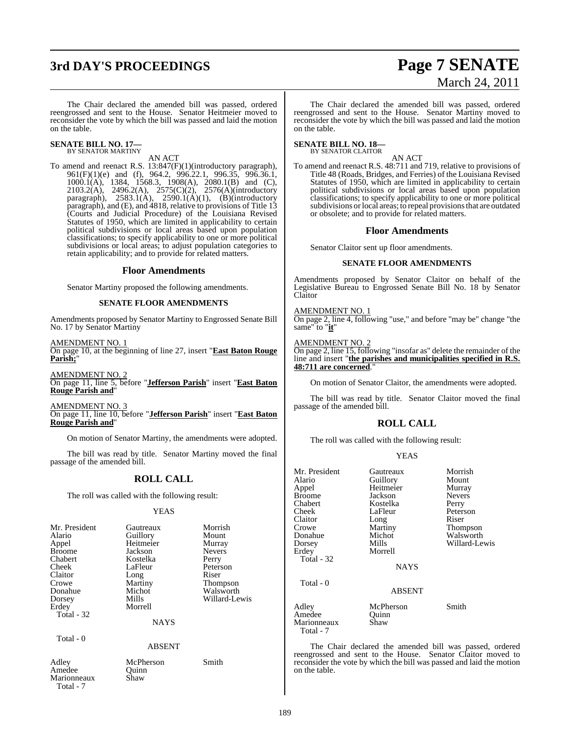The Chair declared the amended bill was passed, ordered reengrossed and sent to the House. Senator Heitmeier moved to reconsider the vote by which the bill was passed and laid the motion on the table.

**SENATE BILL NO. 17—**
BY SENATOR MARTINY

AN ACT

To amend and reenact R.S. 13:847(F)(1)(introductory paragraph), 961(F)(1)(e) and (f), 964.2, 996.22.1, 996.35, 996.36.1, 1000.1(A), 1384, 1568.3, 1908(A), 2080.1(B) and (C), 2103.2(A), 2496.2(A), 2575(C)(2), 2576(A)(introductory paragraph), 2583.1(A), 2590.1(A)(1), (B)(introductory paragraph), and (E), and 4818, relative to provisions of Title 13 (Courts and Judicial Procedure) of the Louisiana Revised Statutes of 1950, which are limited in applicability to certain political subdivisions or local areas based upon population classifications; to specify applicability to one or more political subdivisions or local areas; to adjust population categories to retain applicability; and to provide for related matters.

## Floor Amendments

Senator Martiny proposed the following amendments.

### SENATE FLOOR AMENDMENTS

Amendments proposed by Senator Martiny to Engrossed Senate Bill No. 17 by Senator Martiny

AMENDMENT NO. 1
On page 10, at the beginning of line 27, insert "**East Baton Rouge Parish;**"

AMENDMENT NO. 2
On page 11, line 5, before "**Jefferson Parish**" insert "**East Baton Rouge Parish and**"

AMENDMENT NO. 3
On page 11, line 10, before "**Jefferson Parish**" insert "**East Baton Rouge Parish and**"

On motion of Senator Martiny, the amendments were adopted.

The bill was read by title. Senator Martiny moved the final passage of the amended bill.

## ROLL CALL

The roll was called with the following result:

YEAS

| | | |
|---|---|---|
| Mr. President | Gautreaux | Morrish |
| Alario | Guillory | Mount |
| Appel | Heitmeier | Murray |
| Broome | Jackson | Nevers |
| Chabert | Kostelka | Perry |
| Cheek | LaFleur | Peterson |
| Claitor | Long | Riser |
| Crowe | Martiny | Thompson |
| Donahue | Michot | Walsworth |
| Dorsey | Mills | Willard-Lewis |
| Erdey | Morrell | |

Total - 32

NAYS

Total - 0

ABSENT

| | | |
|---|---|---|
| Adley | McPherson | Smith |
| Amedee | Quinn | |
| Marionneaux | Shaw | |

Total - 7

The Chair declared the amended bill was passed, ordered reengrossed and sent to the House. Senator Martiny moved to reconsider the vote by which the bill was passed and laid the motion on the table.

**SENATE BILL NO. 18—**
BY SENATOR CLAITOR

AN ACT

To amend and reenact R.S. 48:711 and 719, relative to provisions of Title 48 (Roads, Bridges, and Ferries) of the Louisiana Revised Statutes of 1950, which are limited in applicability to certain political subdivisions or local areas based upon population classifications; to specify applicability to one or more political subdivisions or local areas; to repeal provisions that are outdated or obsolete; and to provide for related matters.

## Floor Amendments

Senator Claitor sent up floor amendments.

### SENATE FLOOR AMENDMENTS

Amendments proposed by Senator Claitor on behalf of the Legislative Bureau to Engrossed Senate Bill No. 18 by Senator Claitor

AMENDMENT NO. 1
On page 2, line 4, following "use," and before "may be" change "the same" to "**it**"

AMENDMENT NO. 2
On page 2, line 15, following "insofar as" delete the remainder of the line and insert "**the parishes and municipalities specified in R.S. 48:711 are concerned**."

On motion of Senator Claitor, the amendments were adopted.

The bill was read by title. Senator Claitor moved the final passage of the amended bill.

## ROLL CALL

The roll was called with the following result:

YEAS

| | | |
|---|---|---|
| Mr. President | Gautreaux | Morrish |
| Alario | Guillory | Mount |
| Appel | Heitmeier | Murray |
| Broome | Jackson | Nevers |
| Chabert | Kostelka | Perry |
| Cheek | LaFleur | Peterson |
| Claitor | Long | Riser |
| Crowe | Martiny | Thompson |
| Donahue | Michot | Walsworth |
| Dorsey | Mills | Willard-Lewis |
| Erdey | Morrell | |

Total - 32

NAYS

Total - 0

ABSENT

| | | |
|---|---|---|
| Adley | McPherson | Smith |
| Amedee | Quinn | |
| Marionneaux | Shaw | |

Total - 7

The Chair declared the amended bill was passed, ordered reengrossed and sent to the House. Senator Claitor moved to reconsider the vote by which the bill was passed and laid the motion on the table.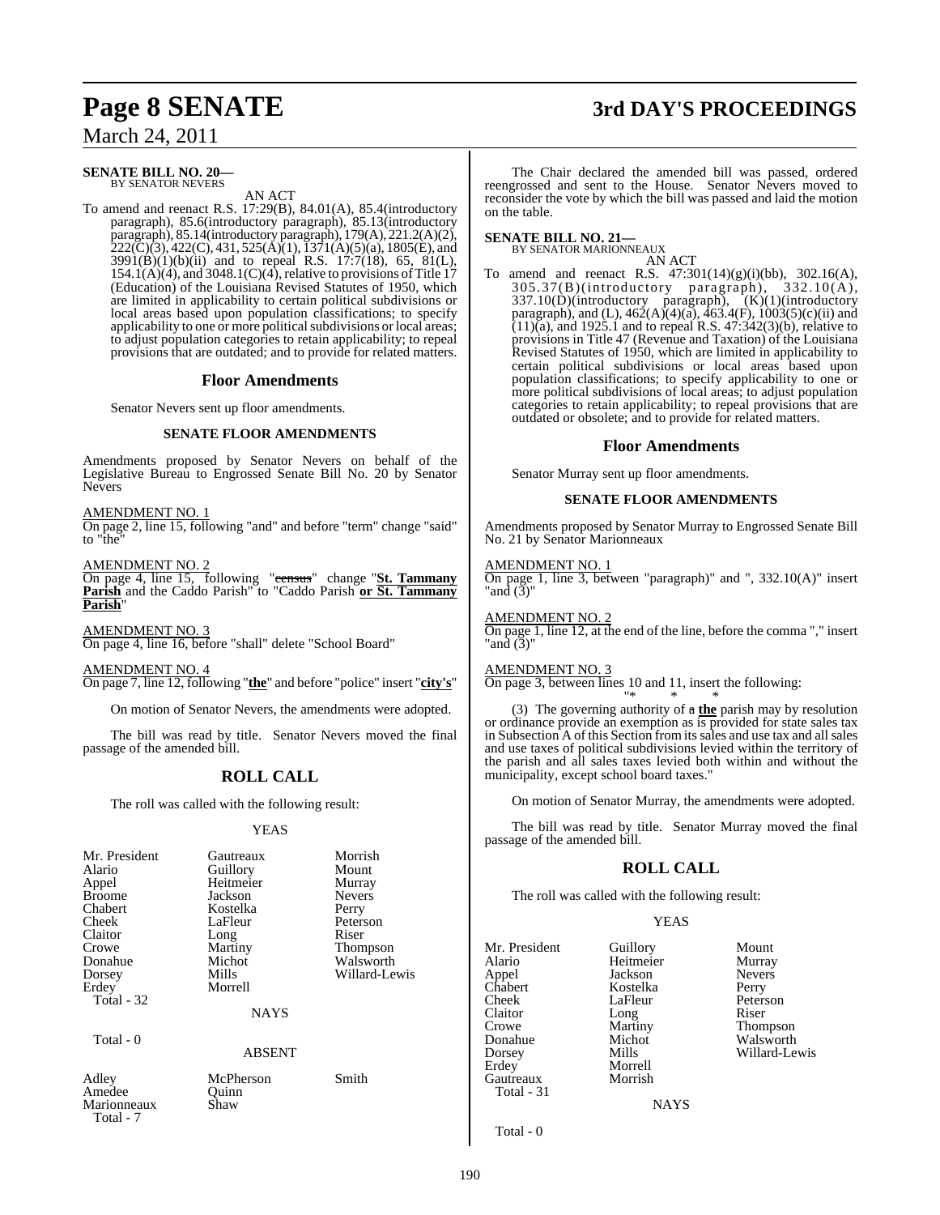**SENATE BILL NO. 20—**
BY SENATOR NEVERS

AN ACT

To amend and reenact R.S. 17:29(B), 84.01(A), 85.4(introductory paragraph), 85.6(introductory paragraph), 85.13(introductory paragraph), 85.14(introductory paragraph), 179(A), 221.2(A)(2), 222(C)(3), 422(C), 431, 525(A)(1), 1371(A)(5)(a), 1805(E), and 3991(B)(1)(b)(ii) and to repeal R.S. 17:7(18), 65, 81(L), 154.1(A)(4), and 3048.1(C)(4), relative to provisions of Title 17 (Education) of the Louisiana Revised Statutes of 1950, which are limited in applicability to certain political subdivisions or local areas based upon population classifications; to specify applicability to one or more political subdivisions or local areas; to adjust population categories to retain applicability; to repeal provisions that are outdated; and to provide for related matters.

## Floor Amendments

Senator Nevers sent up floor amendments.

### SENATE FLOOR AMENDMENTS

Amendments proposed by Senator Nevers on behalf of the Legislative Bureau to Engrossed Senate Bill No. 20 by Senator Nevers

AMENDMENT NO. 1
On page 2, line 15, following "and" and before "term" change "said" to "the"

AMENDMENT NO. 2
On page 4, line 15, following "~~census~~" change "**St. Tammany Parish** and the Caddo Parish" to "Caddo Parish **or St. Tammany Parish**"

AMENDMENT NO. 3
On page 4, line 16, before "shall" delete "School Board"

AMENDMENT NO. 4
On page 7, line 12, following "**the**" and before "police" insert "**city's**"

On motion of Senator Nevers, the amendments were adopted.

The bill was read by title. Senator Nevers moved the final passage of the amended bill.

## ROLL CALL

The roll was called with the following result:

YEAS

| | | |
|---|---|---|
| Mr. President | Gautreaux | Morrish |
| Alario | Guillory | Mount |
| Appel | Heitmeier | Murray |
| Broome | Jackson | Nevers |
| Chabert | Kostelka | Perry |
| Cheek | LaFleur | Peterson |
| Claitor | Long | Riser |
| Crowe | Martiny | Thompson |
| Donahue | Michot | Walsworth |
| Dorsey | Mills | Willard-Lewis |
| Erdey | Morrell | |
| Total - 32 | | |

NAYS

Total - 0

ABSENT

| | | |
|---|---|---|
| Adley | McPherson | Smith |
| Amedee | Quinn | |
| Marionneaux | Shaw | |
| Total - 7 | | |

The Chair declared the amended bill was passed, ordered reengrossed and sent to the House. Senator Nevers moved to reconsider the vote by which the bill was passed and laid the motion on the table.

**SENATE BILL NO. 21—**
BY SENATOR MARIONNEAUX

AN ACT

To amend and reenact R.S. 47:301(14)(g)(i)(bb), 302.16(A), 305.37(B)(introductory paragraph), 332.10(A), 337.10(D)(introductory paragraph), (K)(1)(introductory paragraph), and (L), 462(A)(4)(a), 463.4(F), 1003(5)(c)(ii) and (11)(a), and 1925.1 and to repeal R.S. 47:342(3)(b), relative to provisions in Title 47 (Revenue and Taxation) of the Louisiana Revised Statutes of 1950, which are limited in applicability to certain political subdivisions or local areas based upon population classifications; to specify applicability to one or more political subdivisions of local areas; to adjust population categories to retain applicability; to repeal provisions that are outdated or obsolete; and to provide for related matters.

## Floor Amendments

Senator Murray sent up floor amendments.

### SENATE FLOOR AMENDMENTS

Amendments proposed by Senator Murray to Engrossed Senate Bill No. 21 by Senator Marionneaux

AMENDMENT NO. 1
On page 1, line 3, between "paragraph)" and ", 332.10(A)" insert "and (3)"

AMENDMENT NO. 2
On page 1, line 12, at the end of the line, before the comma "," insert "and (3)"

AMENDMENT NO. 3
On page 3, between lines 10 and 11, insert the following:
"* * *

(3) The governing authority of ~~a~~ **the** parish may by resolution or ordinance provide an exemption as is provided for state sales tax in Subsection A of this Section from its sales and use tax and all sales and use taxes of political subdivisions levied within the territory of the parish and all sales taxes levied both within and without the municipality, except school board taxes."

On motion of Senator Murray, the amendments were adopted.

The bill was read by title. Senator Murray moved the final passage of the amended bill.

## ROLL CALL

The roll was called with the following result:

YEAS

| | | |
|---|---|---|
| Mr. President | Guillory | Mount |
| Alario | Heitmeier | Murray |
| Appel | Jackson | Nevers |
| Chabert | Kostelka | Perry |
| Cheek | LaFleur | Peterson |
| Claitor | Long | Riser |
| Crowe | Martiny | Thompson |
| Donahue | Michot | Walsworth |
| Dorsey | Mills | Willard-Lewis |
| Erdey | Morrell | |
| Gautreaux | Morrish | |
| Total - 31 | | |

NAYS

Total - 0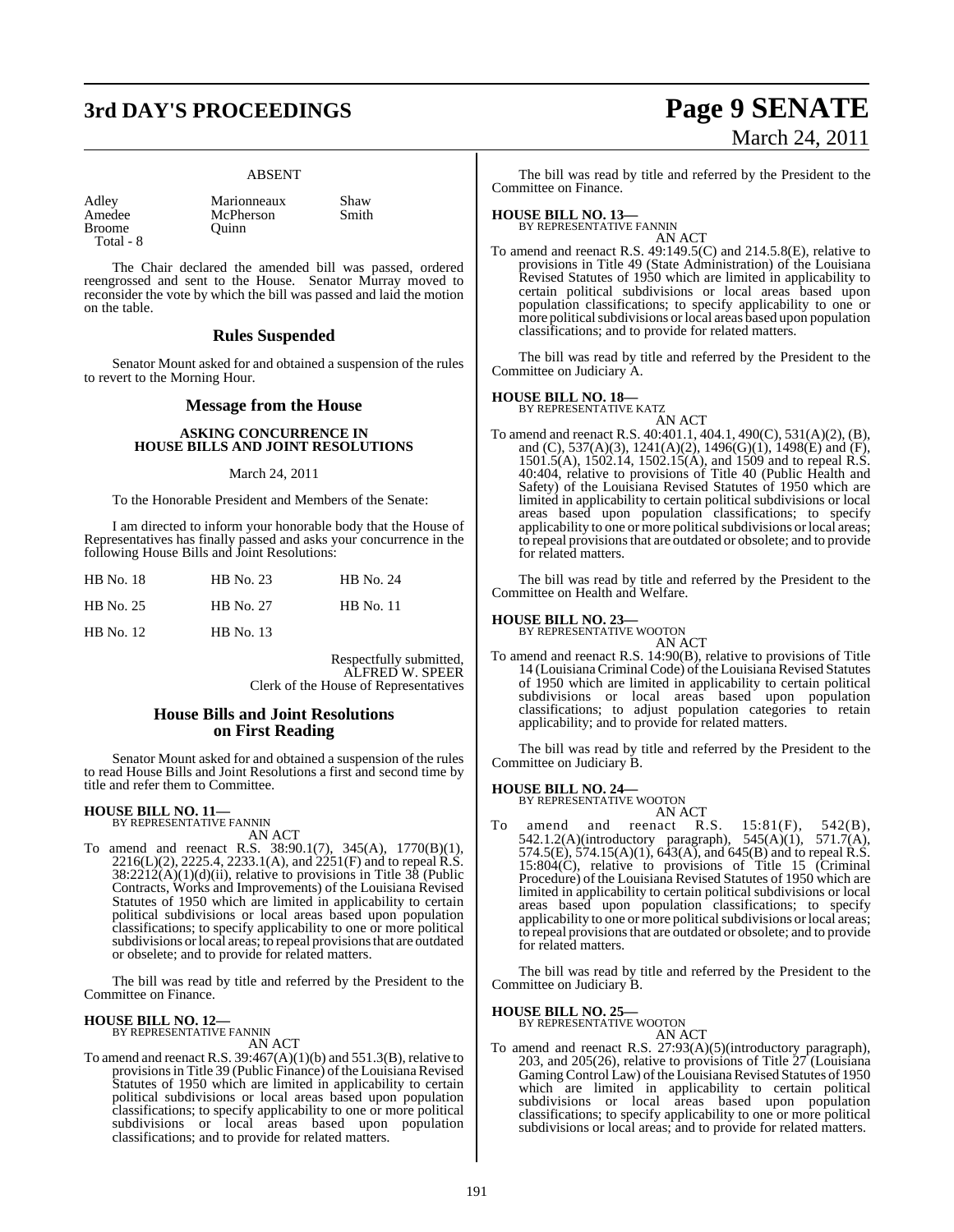ABSENT

| Adley | Marionneaux | Shaw |
|---|---|---|
| Amedee | McPherson | Smith |
| Broome | Quinn | |
| Total - 8 | | |

The Chair declared the amended bill was passed, ordered reengrossed and sent to the House. Senator Murray moved to reconsider the vote by which the bill was passed and laid the motion on the table.

## Rules Suspended

Senator Mount asked for and obtained a suspension of the rules to revert to the Morning Hour.

## Message from the House

### ASKING CONCURRENCE IN HOUSE BILLS AND JOINT RESOLUTIONS

March 24, 2011

To the Honorable President and Members of the Senate:

I am directed to inform your honorable body that the House of Representatives has finally passed and asks your concurrence in the following House Bills and Joint Resolutions:

| HB No. 18 | HB No. 23 | HB No. 24 |
|---|---|---|
| HB No. 25 | HB No. 27 | HB No. 11 |
| HB No. 12 | HB No. 13 | |

Respectfully submitted,
ALFRED W. SPEER
Clerk of the House of Representatives

## House Bills and Joint Resolutions on First Reading

Senator Mount asked for and obtained a suspension of the rules to read House Bills and Joint Resolutions a first and second time by title and refer them to Committee.

**HOUSE BILL NO. 11—**
BY REPRESENTATIVE FANNIN
AN ACT

To amend and reenact R.S. 38:90.1(7), 345(A), 1770(B)(1), 2216(L)(2), 2225.4, 2233.1(A), and 2251(F) and to repeal R.S. 38:2212(A)(1)(d)(ii), relative to provisions in Title 38 (Public Contracts, Works and Improvements) of the Louisiana Revised Statutes of 1950 which are limited in applicability to certain political subdivisions or local areas based upon population classifications; to specify applicability to one or more political subdivisions or local areas; to repeal provisions that are outdated or obselete; and to provide for related matters.

The bill was read by title and referred by the President to the Committee on Finance.

**HOUSE BILL NO. 12—**
BY REPRESENTATIVE FANNIN
AN ACT

To amend and reenact R.S. 39:467(A)(1)(b) and 551.3(B), relative to provisions in Title 39 (Public Finance) of the Louisiana Revised Statutes of 1950 which are limited in applicability to certain political subdivisions or local areas based upon population classifications; to specify applicability to one or more political subdivisions or local areas based upon population classifications; and to provide for related matters.

The bill was read by title and referred by the President to the Committee on Finance.

**HOUSE BILL NO. 13—**
BY REPRESENTATIVE FANNIN
AN ACT

To amend and reenact R.S. 49:149.5(C) and 214.5.8(E), relative to provisions in Title 49 (State Administration) of the Louisiana Revised Statutes of 1950 which are limited in applicability to certain political subdivisions or local areas based upon population classifications; to specify applicability to one or more political subdivisions or local areas based upon population classifications; and to provide for related matters.

The bill was read by title and referred by the President to the Committee on Judiciary A.

**HOUSE BILL NO. 18—**
BY REPRESENTATIVE KATZ
AN ACT

To amend and reenact R.S. 40:401.1, 404.1, 490(C), 531(A)(2), (B), and (C), 537(A)(3), 1241(A)(2), 1496(G)(1), 1498(E) and (F), 1501.5(A), 1502.14, 1502.15(A), and 1509 and to repeal R.S. 40:404, relative to provisions of Title 40 (Public Health and Safety) of the Louisiana Revised Statutes of 1950 which are limited in applicability to certain political subdivisions or local areas based upon population classifications; to specify applicability to one or more political subdivisions or local areas; to repeal provisions that are outdated or obsolete; and to provide for related matters.

The bill was read by title and referred by the President to the Committee on Health and Welfare.

**HOUSE BILL NO. 23—**
BY REPRESENTATIVE WOOTON
AN ACT

To amend and reenact R.S. 14:90(B), relative to provisions of Title 14 (Louisiana Criminal Code) of the Louisiana Revised Statutes of 1950 which are limited in applicability to certain political subdivisions or local areas based upon population classifications; to adjust population categories to retain applicability; and to provide for related matters.

The bill was read by title and referred by the President to the Committee on Judiciary B.

**HOUSE BILL NO. 24—**
BY REPRESENTATIVE WOOTON
AN ACT

To amend and reenact R.S. 15:81(F), 542(B), 542.1.2(A)(introductory paragraph), 545(A)(1), 571.7(A), 574.5(E), 574.15(A)(1), 643(A), and 645(B) and to repeal R.S. 15:804(C), relative to provisions of Title 15 (Criminal Procedure) of the Louisiana Revised Statutes of 1950 which are limited in applicability to certain political subdivisions or local areas based upon population classifications; to specify applicability to one or more political subdivisions or local areas; to repeal provisions that are outdated or obsolete; and to provide for related matters.

The bill was read by title and referred by the President to the Committee on Judiciary B.

**HOUSE BILL NO. 25—**
BY REPRESENTATIVE WOOTON
AN ACT

To amend and reenact R.S. 27:93(A)(5)(introductory paragraph), 203, and 205(26), relative to provisions of Title 27 (Louisiana Gaming Control Law) of the Louisiana Revised Statutes of 1950 which are limited in applicability to certain political subdivisions or local areas based upon population classifications; to specify applicability to one or more political subdivisions or local areas; and to provide for related matters.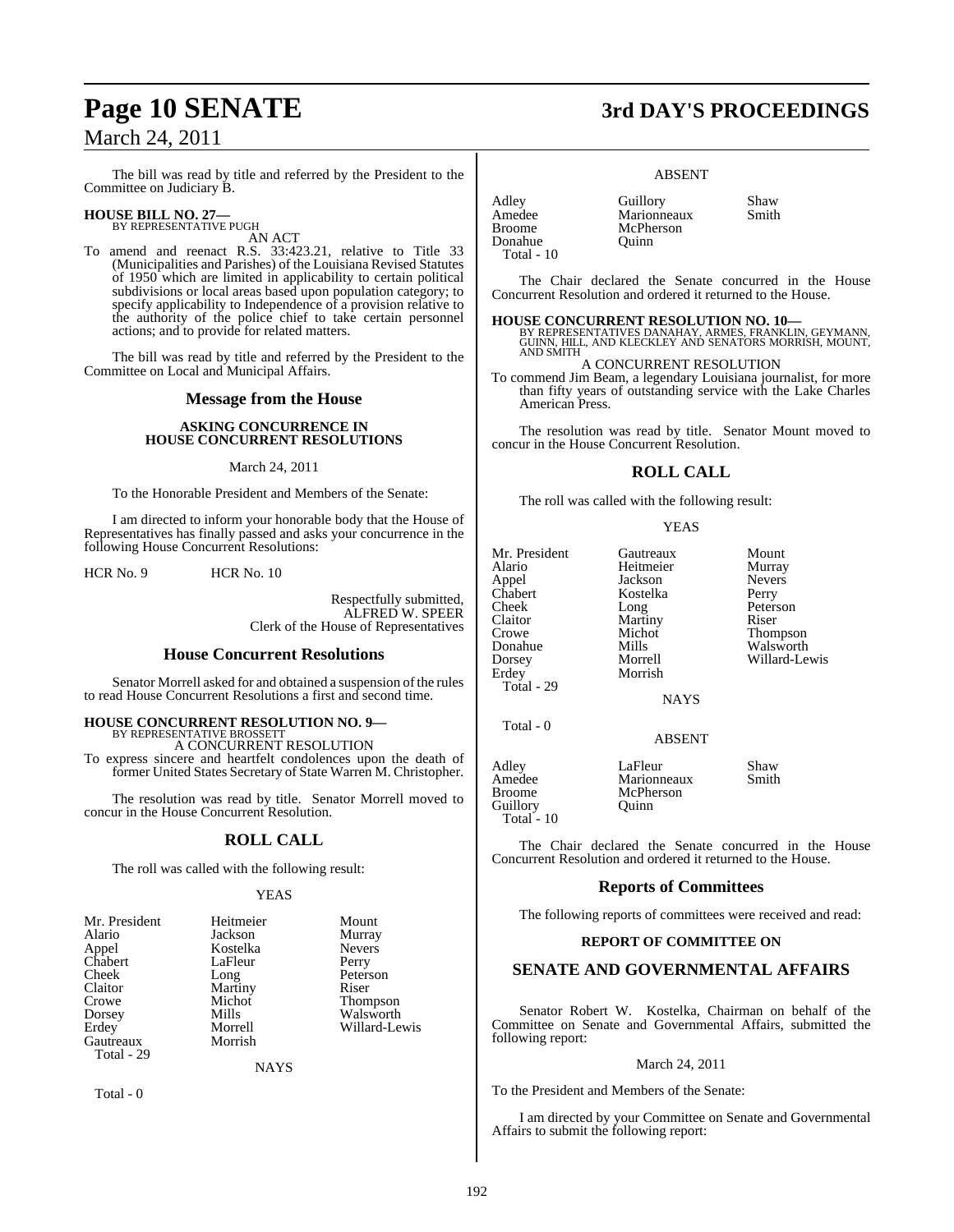The bill was read by title and referred by the President to the Committee on Judiciary B.

**HOUSE BILL NO. 27—**
BY REPRESENTATIVE PUGH

AN ACT

To amend and reenact R.S. 33:423.21, relative to Title 33 (Municipalities and Parishes) of the Louisiana Revised Statutes of 1950 which are limited in applicability to certain political subdivisions or local areas based upon population category; to specify applicability to Independence of a provision relative to the authority of the police chief to take certain personnel actions; and to provide for related matters.

The bill was read by title and referred by the President to the Committee on Local and Municipal Affairs.

## Message from the House

**ASKING CONCURRENCE IN HOUSE CONCURRENT RESOLUTIONS**

March 24, 2011

To the Honorable President and Members of the Senate:

I am directed to inform your honorable body that the House of Representatives has finally passed and asks your concurrence in the following House Concurrent Resolutions:

HCR No. 9 HCR No. 10

Respectfully submitted,
ALFRED W. SPEER
Clerk of the House of Representatives

## House Concurrent Resolutions

Senator Morrell asked for and obtained a suspension of the rules to read House Concurrent Resolutions a first and second time.

**HOUSE CONCURRENT RESOLUTION NO. 9—**
BY REPRESENTATIVE BROSSETT

A CONCURRENT RESOLUTION

To express sincere and heartfelt condolences upon the death of former United States Secretary of State Warren M. Christopher.

The resolution was read by title. Senator Morrell moved to concur in the House Concurrent Resolution.

## ROLL CALL

The roll was called with the following result:

YEAS

| | | |
|---|---|---|
| Mr. President | Heitmeier | Mount |
| Alario | Jackson | Murray |
| Appel | Kostelka | Nevers |
| Chabert | LaFleur | Perry |
| Cheek | Long | Peterson |
| Claitor | Martiny | Riser |
| Crowe | Michot | Thompson |
| Dorsey | Mills | Walsworth |
| Erdey | Morrell | Willard-Lewis |
| Gautreaux | Morrish | |

Total - 29

NAYS

Total - 0

ABSENT

| | | |
|---|---|---|
| Adley | Guillory | Shaw |
| Amedee | Marionneaux | Smith |
| Broome | McPherson | |
| Donahue | Quinn | |

Total - 10

The Chair declared the Senate concurred in the House Concurrent Resolution and ordered it returned to the House.

**HOUSE CONCURRENT RESOLUTION NO. 10—**
BY REPRESENTATIVES DANAHAY, ARMES, FRANKLIN, GEYMANN, GUINN, HILL, AND KLECKLEY AND SENATORS MORRISH, MOUNT, AND SMITH

A CONCURRENT RESOLUTION

To commend Jim Beam, a legendary Louisiana journalist, for more than fifty years of outstanding service with the Lake Charles American Press.

The resolution was read by title. Senator Mount moved to concur in the House Concurrent Resolution.

## ROLL CALL

The roll was called with the following result:

YEAS

| | | |
|---|---|---|
| Mr. President | Gautreaux | Mount |
| Alario | Heitmeier | Murray |
| Appel | Jackson | Nevers |
| Chabert | Kostelka | Perry |
| Cheek | Long | Peterson |
| Claitor | Martiny | Riser |
| Crowe | Michot | Thompson |
| Donahue | Mills | Walsworth |
| Dorsey | Morrell | Willard-Lewis |
| Erdey | Morrish | |

Total - 29

NAYS

Total - 0

ABSENT

| | | |
|---|---|---|
| Adley | LaFleur | Shaw |
| Amedee | Marionneaux | Smith |
| Broome | McPherson | |
| Guillory | Quinn | |

Total - 10

The Chair declared the Senate concurred in the House Concurrent Resolution and ordered it returned to the House.

## Reports of Committees

The following reports of committees were received and read:

**REPORT OF COMMITTEE ON**

## SENATE AND GOVERNMENTAL AFFAIRS

Senator Robert W. Kostelka, Chairman on behalf of the Committee on Senate and Governmental Affairs, submitted the following report:

March 24, 2011

To the President and Members of the Senate:

I am directed by your Committee on Senate and Governmental Affairs to submit the following report: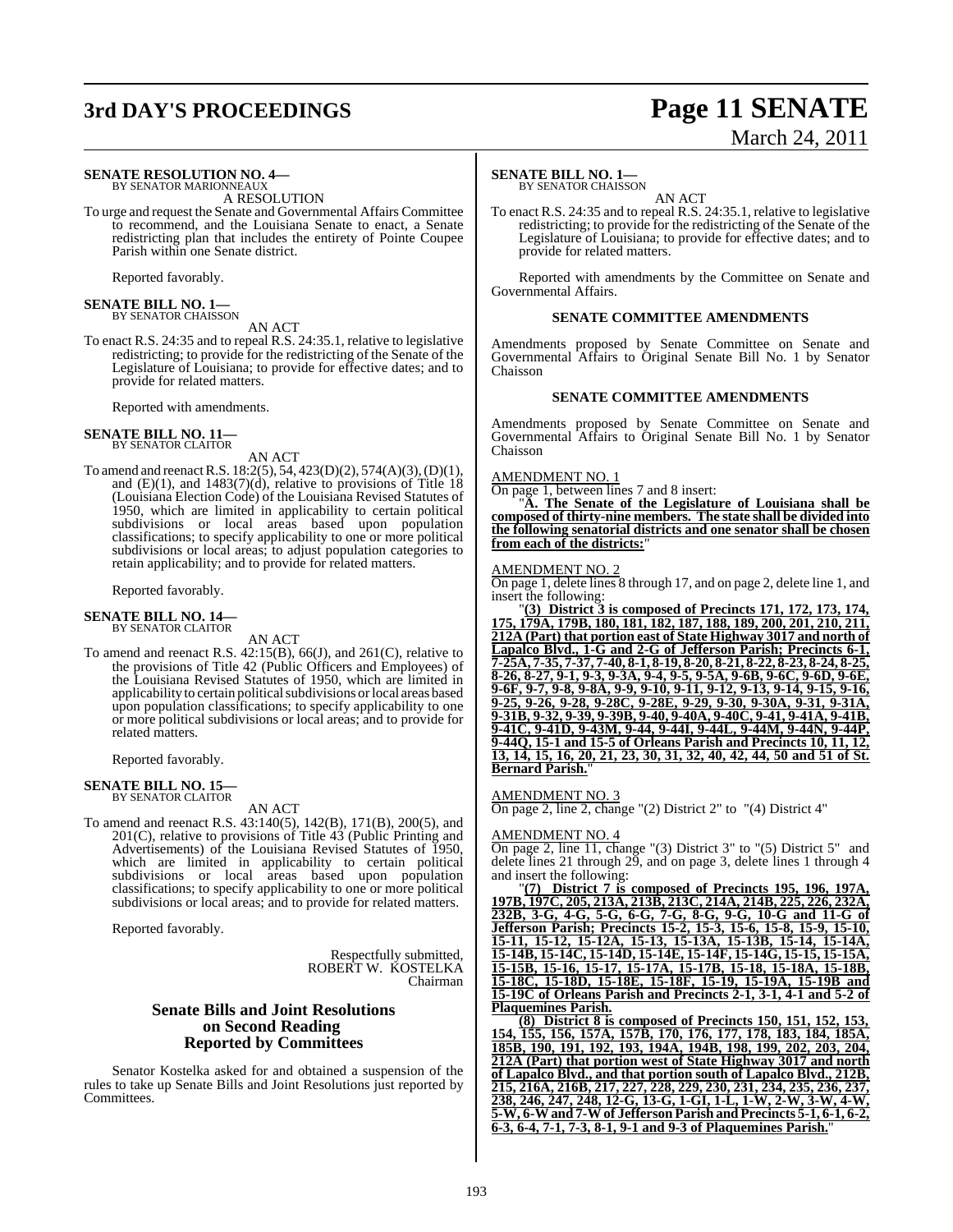**SENATE RESOLUTION NO. 4—**
BY SENATOR MARIONNEAUX

A RESOLUTION

To urge and request the Senate and Governmental Affairs Committee to recommend, and the Louisiana Senate to enact, a Senate redistricting plan that includes the entirety of Pointe Coupee Parish within one Senate district.

Reported favorably.

**SENATE BILL NO. 1—**
BY SENATOR CHAISSON

AN ACT

To enact R.S. 24:35 and to repeal R.S. 24:35.1, relative to legislative redistricting; to provide for the redistricting of the Senate of the Legislature of Louisiana; to provide for effective dates; and to provide for related matters.

Reported with amendments.

**SENATE BILL NO. 11—**
BY SENATOR CLAITOR

AN ACT

To amend and reenact R.S. 18:2(5), 54, 423(D)(2), 574(A)(3), (D)(1), and (E)(1), and 1483(7)(d), relative to provisions of Title 18 (Louisiana Election Code) of the Louisiana Revised Statutes of 1950, which are limited in applicability to certain political subdivisions or local areas based upon population classifications; to specify applicability to one or more political subdivisions or local areas; to adjust population categories to retain applicability; and to provide for related matters.

Reported favorably.

**SENATE BILL NO. 14—**
BY SENATOR CLAITOR

AN ACT

To amend and reenact R.S. 42:15(B), 66(J), and 261(C), relative to the provisions of Title 42 (Public Officers and Employees) of the Louisiana Revised Statutes of 1950, which are limited in applicability to certain political subdivisions or local areas based upon population classifications; to specify applicability to one or more political subdivisions or local areas; and to provide for related matters.

Reported favorably.

**SENATE BILL NO. 15—**
BY SENATOR CLAITOR

AN ACT

To amend and reenact R.S. 43:140(5), 142(B), 171(B), 200(5), and 201(C), relative to provisions of Title 43 (Public Printing and Advertisements) of the Louisiana Revised Statutes of 1950, which are limited in applicability to certain political subdivisions or local areas based upon population classifications; to specify applicability to one or more political subdivisions or local areas; and to provide for related matters.

Reported favorably.

Respectfully submitted,
ROBERT W. KOSTELKA
Chairman

## Senate Bills and Joint Resolutions on Second Reading Reported by Committees

Senator Kostelka asked for and obtained a suspension of the rules to take up Senate Bills and Joint Resolutions just reported by Committees.

**SENATE BILL NO. 1—**
BY SENATOR CHAISSON

AN ACT

To enact R.S. 24:35 and to repeal R.S. 24:35.1, relative to legislative redistricting; to provide for the redistricting of the Senate of the Legislature of Louisiana; to provide for effective dates; and to provide for related matters.

Reported with amendments by the Committee on Senate and Governmental Affairs.

### SENATE COMMITTEE AMENDMENTS

Amendments proposed by Senate Committee on Senate and Governmental Affairs to Original Senate Bill No. 1 by Senator Chaisson

### SENATE COMMITTEE AMENDMENTS

Amendments proposed by Senate Committee on Senate and Governmental Affairs to Original Senate Bill No. 1 by Senator Chaisson

AMENDMENT NO. 1

On page 1, between lines 7 and 8 insert:

"**A. The Senate of the Legislature of Louisiana shall be composed of thirty-nine members. The state shall be divided into the following senatorial districts and one senator shall be chosen from each of the districts:**"

AMENDMENT NO. 2

On page 1, delete lines 8 through 17, and on page 2, delete line 1, and insert the following:

"**(3) District 3 is composed of Precincts 171, 172, 173, 174, 175, 179A, 179B, 180, 181, 182, 187, 188, 189, 200, 201, 210, 211, 212A (Part) that portion east of State Highway 3017 and north of Lapalco Blvd., 1-G and 2-G of Jefferson Parish; Precincts 6-1, 7-25A, 7-35, 7-37, 7-40, 8-1, 8-19, 8-20, 8-21, 8-22, 8-23, 8-24, 8-25, 8-26, 8-27, 9-1, 9-3, 9-3A, 9-4, 9-5, 9-5A, 9-6B, 9-6C, 9-6D, 9-6E, 9-6F, 9-7, 9-8, 9-8A, 9-9, 9-10, 9-11, 9-12, 9-13, 9-14, 9-15, 9-16, 9-25, 9-26, 9-28, 9-28C, 9-28E, 9-29, 9-30, 9-30A, 9-31, 9-31A, 9-31B, 9-32, 9-39, 9-39B, 9-40, 9-40A, 9-40C, 9-41, 9-41A, 9-41B, 9-41C, 9-41D, 9-43M, 9-44, 9-44I, 9-44L, 9-44M, 9-44N, 9-44P, 9-44Q, 15-1 and 15-5 of Orleans Parish and Precincts 10, 11, 12, 13, 14, 15, 16, 20, 21, 23, 30, 31, 32, 40, 42, 44, 50 and 51 of St. Bernard Parish.**"

AMENDMENT NO. 3

On page 2, line 2, change "(2) District 2" to "(4) District 4"

AMENDMENT NO. 4

On page 2, line 11, change "(3) District 3" to "(5) District 5" and delete lines 21 through 29, and on page 3, delete lines 1 through 4 and insert the following:

"**(7) District 7 is composed of Precincts 195, 196, 197A, 197B, 197C, 205, 213A, 213B, 213C, 214A, 214B, 225, 226, 232A, 232B, 3-G, 4-G, 5-G, 6-G, 7-G, 8-G, 9-G, 10-G and 11-G of Jefferson Parish; Precincts 15-2, 15-3, 15-6, 15-8, 15-9, 15-10, 15-11, 15-12, 15-12A, 15-13, 15-13A, 15-13B, 15-14, 15-14A, 15-14B, 15-14C, 15-14D, 15-14E, 15-14F, 15-14G, 15-15, 15-15A, 15-15B, 15-16, 15-17, 15-17A, 15-17B, 15-18, 15-18A, 15-18B, 15-18C, 15-18D, 15-18E, 15-18F, 15-19, 15-19A, 15-19B and 15-19C of Orleans Parish and Precincts 2-1, 3-1, 4-1 and 5-2 of Plaquemines Parish.**

**(8) District 8 is composed of Precincts 150, 151, 152, 153, 154, 155, 156, 157A, 157B, 170, 176, 177, 178, 183, 184, 185A, 185B, 190, 191, 192, 193, 194A, 194B, 198, 199, 202, 203, 204, 212A (Part) that portion west of State Highway 3017 and north of Lapalco Blvd., and that portion south of Lapalco Blvd., 212B, 215, 216A, 216B, 217, 227, 228, 229, 230, 231, 234, 235, 236, 237, 238, 246, 247, 248, 12-G, 13-G, 1-GI, 1-L, 1-W, 2-W, 3-W, 4-W, 5-W, 6-W and 7-W of Jefferson Parish and Precincts 5-1, 6-1, 6-2, 6-3, 6-4, 7-1, 7-3, 8-1, 9-1 and 9-3 of Plaquemines Parish.**"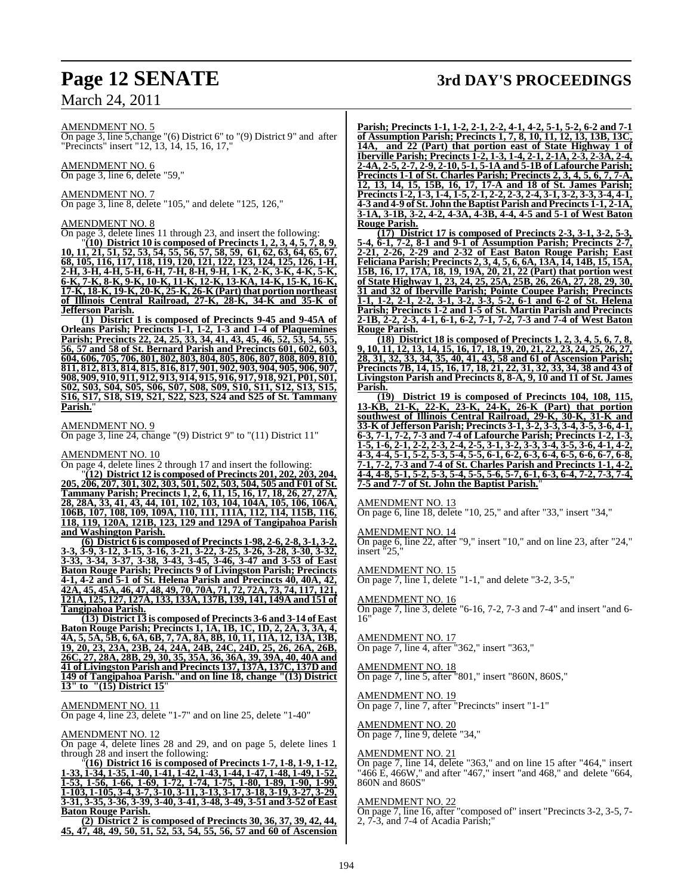AMENDMENT NO. 5

On page 3, line 5,change "(6) District 6" to "(9) District 9" and after "Precincts" insert "12, 13, 14, 15, 16, 17,"

AMENDMENT NO. 6

On page 3, line 6, delete "59,"

AMENDMENT NO. 7

On page 3, line 8, delete "105," and delete "125, 126,"

AMENDMENT NO. 8

On page 3, delete lines 11 through 23, and insert the following:

"**(10) District 10 is composed of Precincts 1, 2, 3, 4, 5, 7, 8, 9, 10, 11, 21, 51, 52, 53, 54, 55, 56, 57, 58, 59, 61, 62, 63, 64, 65, 67, 68, 105, 116, 117, 118, 119, 120, 121, 122, 123, 124, 125, 126, 1-H, 2-H, 3-H, 4-H, 5-H, 6-H, 7-H, 8-H, 9-H, 1-K, 2-K, 3-K, 4-K, 5-K, 6-K, 7-K, 8-K, 9-K, 10-K, 11-K, 12-K, 13-KA, 14-K, 15-K, 16-K, 17-K, 18-K, 19-K, 20-K, 25-K, 26-K (Part) that portion northeast of Illinois Central Railroad, 27-K, 28-K, 34-K and 35-K of Jefferson Parish.**

**(1) District 1 is composed of Precincts 9-45 and 9-45A of Orleans Parish; Precincts 1-1, 1-2, 1-3 and 1-4 of Plaquemines Parish; Precincts 22, 24, 25, 33, 34, 41, 43, 45, 46, 52, 53, 54, 55, 56, 57 and 58 of St. Bernard Parish and Precincts 601, 602, 603, 604, 606, 705, 706, 801, 802, 803, 804, 805, 806, 807, 808, 809, 810, 811, 812, 813, 814, 815, 816, 817, 901, 902, 903, 904, 905, 906, 907, 908, 909, 910, 911, 912, 913, 914, 915, 916, 917, 918, 921, P01, S01, S02, S03, S04, S05, S06, S07, S08, S09, S10, S11, S12, S13, S15, S16, S17, S18, S19, S21, S22, S23, S24 and S25 of St. Tammany Parish.**"

AMENDMENT NO. 9

On page 3, line 24, change "(9) District 9" to "(11) District 11"

AMENDMENT NO. 10

On page 4, delete lines 2 through 17 and insert the following:

"**(12) District 12 is composed of Precincts 201, 202, 203, 204, 205, 206, 207, 301, 302, 303, 501, 502, 503, 504, 505 and F01 of St. Tammany Parish; Precincts 1, 2, 6, 11, 15, 16, 17, 18, 26, 27, 27A, 28, 28A, 33, 41, 43, 44, 101, 102, 103, 104, 104A, 105, 106, 106A, 106B, 107, 108, 109, 109A, 110, 111, 111A, 112, 114, 115B, 116, 118, 119, 120A, 121B, 123, 129 and 129A of Tangipahoa Parish and Washington Parish.**

**(6) District 6 is composed of Precincts 1-98, 2-6, 2-8, 3-1, 3-2, 3-3, 3-9, 3-12, 3-15, 3-16, 3-21, 3-22, 3-25, 3-26, 3-28, 3-30, 3-32, 3-33, 3-34, 3-37, 3-38, 3-43, 3-45, 3-46, 3-47 and 3-53 of East Baton Rouge Parish; Precincts 9 of Livingston Parish; Precincts 4-1, 4-2 and 5-1 of St. Helena Parish and Precincts 40, 40A, 42, 42A, 45, 45A, 46, 47, 48, 49, 70, 70A, 71, 72, 72A, 73, 74, 117, 121, 121A, 125, 127, 127A, 133, 133A, 137B, 139, 141, 149A and 151 of Tangipahoa Parish.**

**(13) District 13 is composed of Precincts 3-6 and 3-14 of East Baton Rouge Parish; Precincts 1, 1A, 1B, 1C, 1D, 2, 2A, 3, 3A, 4, 4A, 5, 5A, 5B, 6, 6A, 6B, 7, 7A, 8A, 8B, 10, 11, 11A, 12, 13A, 13B, 19, 20, 23, 23A, 23B, 24, 24A, 24B, 24C, 24D, 25, 26, 26A, 26B, 26C, 27, 28A, 28B, 29, 30, 35, 35A, 36, 36A, 39, 39A, 40, 40A and 41 of Livingston Parish and Precincts 137, 137A, 137C, 137D and 149 of Tangipahoa Parish."and on line 18, change "(13) District 13" to "(15) District 15**"

AMENDMENT NO. 11

On page 4, line 23, delete "1-7" and on line 25, delete "1-40"

AMENDMENT NO. 12

On page 4, delete lines 28 and 29, and on page 5, delete lines 1 through 28 and insert the following:

"**(16) District 16 is composed of Precincts 1-7, 1-8, 1-9, 1-12, 1-33, 1-34, 1-35, 1-40, 1-41, 1-42, 1-43, 1-44, 1-47, 1-48, 1-49, 1-52, 1-53, 1-56, 1-66, 1-69, 1-72, 1-74, 1-75, 1-80, 1-89, 1-90, 1-99, 1-103, 1-105, 3-4, 3-7, 3-10, 3-11, 3-13, 3-17, 3-18, 3-19, 3-27, 3-29, 3-31, 3-35, 3-36, 3-39, 3-40, 3-41, 3-48, 3-49, 3-51 and 3-52 of East Baton Rouge Parish.**

**(2) District 2 is composed of Precincts 30, 36, 37, 39, 42, 44, 45, 47, 48, 49, 50, 51, 52, 53, 54, 55, 56, 57 and 60 of Ascension Parish; Precincts 1-1, 1-2, 2-1, 2-2, 4-1, 4-2, 5-1, 5-2, 6-2 and 7-1 of Assumption Parish; Precincts 1, 7, 8, 10, 11, 12, 13, 13B, 13C, 14A, and 22 (Part) that portion east of State Highway 1 of Iberville Parish; Precincts 1-2, 1-3, 1-4, 2-1, 2-1A, 2-3, 2-3A, 2-4, 2-4A, 2-5, 2-7, 2-9, 2-10, 5-1, 5-1A and 5-1B of Lafourche Parish; Precincts 1-1 of St. Charles Parish; Precincts 2, 3, 4, 5, 6, 7, 7-A, 12, 13, 14, 15, 15B, 16, 17, 17-A and 18 of St. James Parish; Precincts 1-2, 1-3, 1-4, 1-5, 2-1, 2-2, 2-3, 2-4, 3-1, 3-2, 3-3, 3-4, 4-1, 4-3 and 4-9 of St. John the Baptist Parish and Precincts 1-1, 2-1A, 3-1A, 3-1B, 3-2, 4-2, 4-3A, 4-3B, 4-4, 4-5 and 5-1 of West Baton Rouge Parish.**

**(17) District 17 is composed of Precincts 2-3, 3-1, 3-2, 5-3, 5-4, 6-1, 7-2, 8-1 and 9-1 of Assumption Parish; Precincts 2-7, 2-21, 2-26, 2-29 and 2-32 of East Baton Rouge Parish; East Feliciana Parish; Precincts 2, 3, 4, 5, 6, 6A, 13A, 14, 14B, 15, 15A, 15B, 16, 17, 17A, 18, 19, 19A, 20, 21, 22 (Part) that portion west of State Highway 1, 23, 24, 25, 25A, 25B, 26, 26A, 27, 28, 29, 30, 31 and 32 of Iberville Parish; Pointe Coupee Parish; Precincts 1-1, 1-2, 2-1, 2-2, 3-1, 3-2, 3-3, 5-2, 6-1 and 6-2 of St. Helena Parish; Precincts 1-2 and 1-5 of St. Martin Parish and Precincts 2-1B, 2-2, 2-3, 4-1, 6-1, 6-2, 7-1, 7-2, 7-3 and 7-4 of West Baton Rouge Parish.**

**(18) District 18 is composed of Precincts 1, 2, 3, 4, 5, 6, 7, 8, 9, 10, 11, 12, 13, 14, 15, 16, 17, 18, 19, 20, 21, 22, 23, 24, 25, 26, 27, 28, 31, 32, 33, 34, 35, 40, 41, 43, 58 and 61 of Ascension Parish; Precincts 7B, 14, 15, 16, 17, 18, 21, 22, 31, 32, 33, 34, 38 and 43 of Livingston Parish and Precincts 8, 8-A, 9, 10 and 11 of St. James Parish.**

**(19) District 19 is composed of Precincts 104, 108, 115, 13-KB, 21-K, 22-K, 23-K, 24-K, 26-K (Part) that portion southwest of Illinois Central Railroad, 29-K, 30-K, 31-K and 33-K of Jefferson Parish; Precincts 3-1, 3-2, 3-3, 3-4, 3-5, 3-6, 4-1, 6-3, 7-1, 7-2, 7-3 and 7-4 of Lafourche Parish; Precincts 1-2, 1-3, 1-5, 1-6, 2-1, 2-2, 2-3, 2-4, 2-5, 3-1, 3-2, 3-3, 3-4, 3-5, 3-6, 4-1, 4-2, 4-3, 4-4, 5-1, 5-2, 5-3, 5-4, 5-5, 6-1, 6-2, 6-3, 6-4, 6-5, 6-6, 6-7, 6-8, 7-1, 7-2, 7-3 and 7-4 of St. Charles Parish and Precincts 1-1, 4-2, 4-4, 4-8, 5-1, 5-2, 5-3, 5-4, 5-5, 5-6, 5-7, 6-1, 6-3, 6-4, 7-2, 7-3, 7-4, 7-5 and 7-7 of St. John the Baptist Parish.**"

AMENDMENT NO. 13

On page 6, line 18, delete "10, 25," and after "33," insert "34,"

AMENDMENT NO. 14

On page 6, line 22, after "9," insert "10," and on line 23, after "24," insert "25,"

AMENDMENT NO. 15

On page 7, line 1, delete "1-1," and delete "3-2, 3-5,"

AMENDMENT NO. 16

On page 7, line 3, delete "6-16, 7-2, 7-3 and 7-4" and insert "and 6-16"

AMENDMENT NO. 17

On page 7, line 4, after "362," insert "363,"

AMENDMENT NO. 18

On page 7, line 5, after "801," insert "860N, 860S,"

AMENDMENT NO. 19

On page 7, line 7, after "Precincts" insert "1-1"

AMENDMENT NO. 20

On page 7, line 9, delete "34,"

AMENDMENT NO. 21

On page 7, line 14, delete "363," and on line 15 after "464," insert "466 E, 466W," and after "467," insert "and 468," and delete "664, 860N and 860S"

AMENDMENT NO. 22

On page 7, line 16, after "composed of" insert "Precincts 3-2, 3-5, 7-2, 7-3, and 7-4 of Acadia Parish;"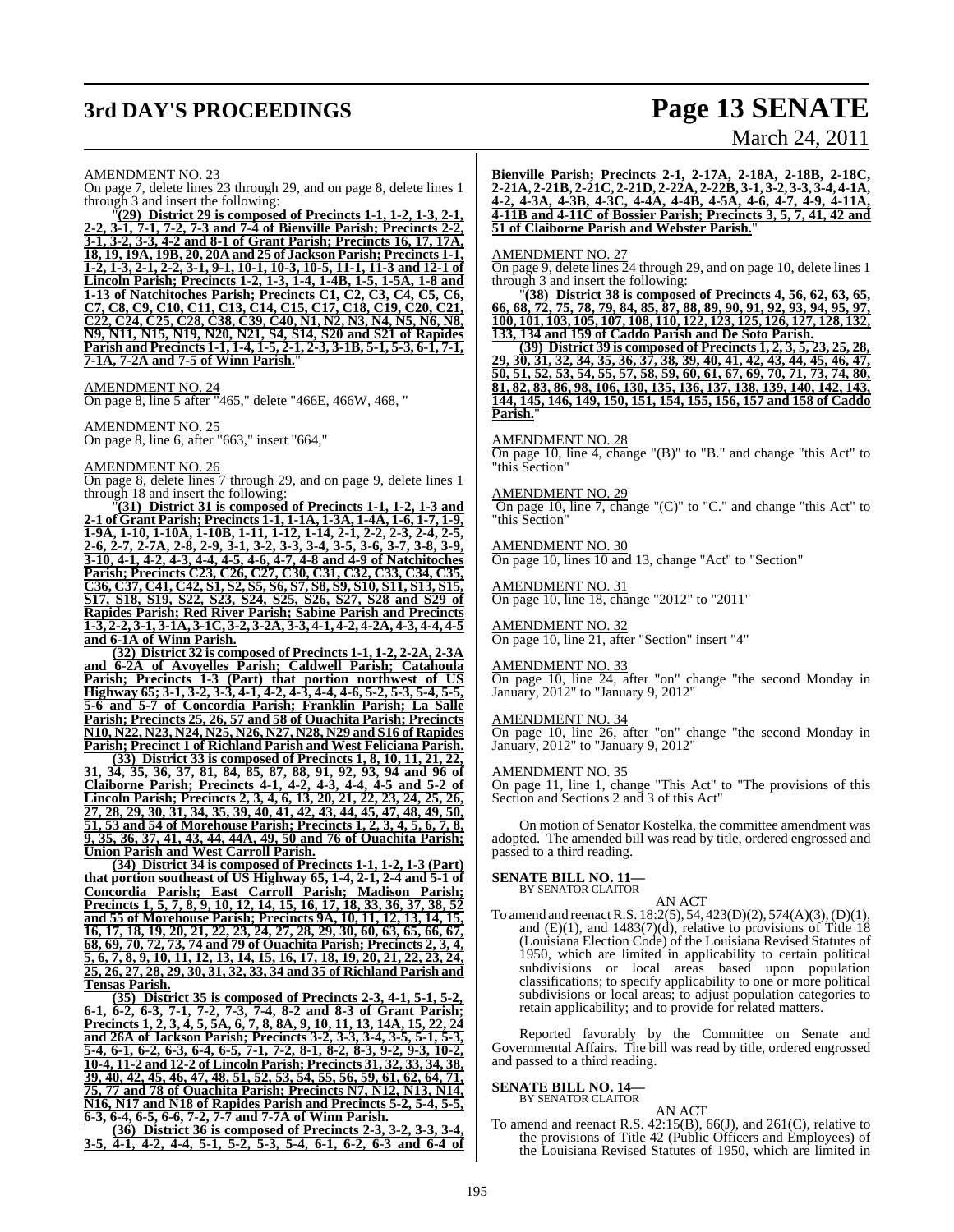AMENDMENT NO. 23

On page 7, delete lines 23 through 29, and on page 8, delete lines 1 through 3 and insert the following:

"**(29) District 29 is composed of Precincts 1-1, 1-2, 1-3, 2-1, 2-2, 3-1, 7-1, 7-2, 7-3 and 7-4 of Bienville Parish; Precincts 2-2, 3-1, 3-2, 3-3, 4-2 and 8-1 of Grant Parish; Precincts 16, 17, 17A, 18, 19, 19A, 19B, 20, 20A and 25 of Jackson Parish; Precincts 1-1, 1-2, 1-3, 2-1, 2-2, 3-1, 9-1, 10-1, 10-3, 10-5, 11-1, 11-3 and 12-1 of Lincoln Parish; Precincts 1-2, 1-3, 1-4, 1-4B, 1-5, 1-5A, 1-8 and 1-13 of Natchitoches Parish; Precincts C1, C2, C3, C4, C5, C6, C7, C8, C9, C10, C11, C13, C14, C15, C17, C18, C19, C20, C21, C22, C24, C25, C28, C38, C39, C40, N1, N2, N3, N4, N5, N6, N8, N9, N11, N15, N19, N20, N21, S4, S14, S20 and S21 of Rapides Parish and Precincts 1-1, 1-4, 1-5, 2-1, 2-3, 3-1B, 5-1, 5-3, 6-1, 7-1, 7-1A, 7-2A and 7-5 of Winn Parish.**"

AMENDMENT NO. 24

On page 8, line 5 after "465," delete "466E, 466W, 468, "

AMENDMENT NO. 25

On page 8, line 6, after "663," insert "664,"

AMENDMENT NO. 26

On page 8, delete lines 7 through 29, and on page 9, delete lines 1 through 18 and insert the following:

"**(31) District 31 is composed of Precincts 1-1, 1-2, 1-3 and 2-1 of Grant Parish; Precincts 1-1, 1-1A, 1-3A, 1-4A, 1-6, 1-7, 1-9, 1-9A, 1-10, 1-10A, 1-10B, 1-11, 1-12, 1-14, 2-1, 2-2, 2-3, 2-4, 2-5, 2-6, 2-7, 2-7A, 2-8, 2-9, 3-1, 3-2, 3-3, 3-4, 3-5, 3-6, 3-7, 3-8, 3-9, 3-10, 4-1, 4-2, 4-3, 4-4, 4-5, 4-6, 4-7, 4-8 and 4-9 of Natchitoches Parish; Precincts C23, C26, C27, C30, C31, C32, C33, C34, C35, C36, C37, C41, C42, S1, S2, S5, S6, S7, S8, S9, S10, S11, S13, S15, S17, S18, S19, S22, S23, S24, S25, S26, S27, S28 and S29 of Rapides Parish; Red River Parish; Sabine Parish and Precincts 1-3, 2-2, 3-1, 3-1A, 3-1C, 3-2, 3-2A, 3-3, 4-1, 4-2, 4-2A, 4-3, 4-4, 4-5 and 6-1A of Winn Parish.**

**(32) District 32 is composed of Precincts 1-1, 1-2, 2-2A, 2-3A and 6-2A of Avoyelles Parish; Caldwell Parish; Catahoula Parish; Precincts 1-3 (Part) that portion northwest of US Highway 65; 3-1, 3-2, 3-3, 4-1, 4-2, 4-3, 4-4, 4-6, 5-2, 5-3, 5-4, 5-5, 5-6 and 5-7 of Concordia Parish; Franklin Parish; La Salle Parish; Precincts 25, 26, 57 and 58 of Ouachita Parish; Precincts N10, N22, N23, N24, N25, N26, N27, N28, N29 and S16 of Rapides Parish; Precinct 1 of Richland Parish and West Feliciana Parish.**

**(33) District 33 is composed of Precincts 1, 8, 10, 11, 21, 22, 31, 34, 35, 36, 37, 81, 84, 85, 87, 88, 91, 92, 93, 94 and 96 of Claiborne Parish; Precincts 4-1, 4-2, 4-3, 4-4, 4-5 and 5-2 of Lincoln Parish; Precincts 2, 3, 4, 6, 13, 20, 21, 22, 23, 24, 25, 26, 27, 28, 29, 30, 31, 34, 35, 39, 40, 41, 42, 43, 44, 45, 47, 48, 49, 50, 51, 53 and 54 of Morehouse Parish; Precincts 1, 2, 3, 4, 5, 6, 7, 8, 9, 35, 36, 37, 41, 43, 44, 44A, 49, 50 and 76 of Ouachita Parish; Union Parish and West Carroll Parish.**

**(34) District 34 is composed of Precincts 1-1, 1-2, 1-3 (Part) that portion southeast of US Highway 65, 1-4, 2-1, 2-4 and 5-1 of Concordia Parish; East Carroll Parish; Madison Parish; Precincts 1, 5, 7, 8, 9, 10, 12, 14, 15, 16, 17, 18, 33, 36, 37, 38, 52 and 55 of Morehouse Parish; Precincts 9A, 10, 11, 12, 13, 14, 15, 16, 17, 18, 19, 20, 21, 22, 23, 24, 27, 28, 29, 30, 60, 63, 65, 66, 67, 68, 69, 70, 72, 73, 74 and 79 of Ouachita Parish; Precincts 2, 3, 4, 5, 6, 7, 8, 9, 10, 11, 12, 13, 14, 15, 16, 17, 18, 19, 20, 21, 22, 23, 24, 25, 26, 27, 28, 29, 30, 31, 32, 33, 34 and 35 of Richland Parish and Tensas Parish.**

**(35) District 35 is composed of Precincts 2-3, 4-1, 5-1, 5-2, 6-1, 6-2, 6-3, 7-1, 7-2, 7-3, 7-4, 8-2 and 8-3 of Grant Parish; Precincts 1, 2, 3, 4, 5, 5A, 6, 7, 8, 8A, 9, 10, 11, 13, 14A, 15, 22, 24 and 26A of Jackson Parish; Precincts 3-2, 3-3, 3-4, 3-5, 5-1, 5-3, 5-4, 6-1, 6-2, 6-3, 6-4, 6-5, 7-1, 7-2, 8-1, 8-2, 8-3, 9-2, 9-3, 10-2, 10-4, 11-2 and 12-2 of Lincoln Parish; Precincts 31, 32, 33, 34, 38, 39, 40, 42, 45, 46, 47, 48, 51, 52, 53, 54, 55, 56, 59, 61, 62, 64, 71, 75, 77 and 78 of Ouachita Parish; Precincts N7, N12, N13, N14, N16, N17 and N18 of Rapides Parish and Precincts 5-2, 5-4, 5-5, 6-3, 6-4, 6-5, 6-6, 7-2, 7-7 and 7-7A of Winn Parish.**

**(36) District 36 is composed of Precincts 2-3, 3-2, 3-3, 3-4, 3-5, 4-1, 4-2, 4-4, 5-1, 5-2, 5-3, 5-4, 6-1, 6-2, 6-3 and 6-4 of Bienville Parish; Precincts 2-1, 2-17A, 2-18A, 2-18B, 2-18C, 2-21A, 2-21B, 2-21C, 2-21D, 2-22A, 2-22B, 3-1, 3-2, 3-3, 3-4, 4-1A, 4-2, 4-3A, 4-3B, 4-3C, 4-4A, 4-4B, 4-5A, 4-6, 4-7, 4-9, 4-11A, 4-11B and 4-11C of Bossier Parish; Precincts 3, 5, 7, 41, 42 and 51 of Claiborne Parish and Webster Parish.**"

AMENDMENT NO. 27

On page 9, delete lines 24 through 29, and on page 10, delete lines 1 through 3 and insert the following:

"**(38) District 38 is composed of Precincts 4, 56, 62, 63, 65, 66, 68, 72, 75, 78, 79, 84, 85, 87, 88, 89, 90, 91, 92, 93, 94, 95, 97, 100, 101, 103, 105, 107, 108, 110, 122, 123, 125, 126, 127, 128, 132, 133, 134 and 159 of Caddo Parish and De Soto Parish.**

**(39) District 39 is composed of Precincts 1, 2, 3, 5, 23, 25, 28, 29, 30, 31, 32, 34, 35, 36, 37, 38, 39, 40, 41, 42, 43, 44, 45, 46, 47, 50, 51, 52, 53, 54, 55, 57, 58, 59, 60, 61, 67, 69, 70, 71, 73, 74, 80, 81, 82, 83, 86, 98, 106, 130, 135, 136, 137, 138, 139, 140, 142, 143, 144, 145, 146, 149, 150, 151, 154, 155, 156, 157 and 158 of Caddo Parish.**"

AMENDMENT NO. 28

On page 10, line 4, change "(B)" to "B." and change "this Act" to "this Section"

AMENDMENT NO. 29

On page 10, line 7, change "(C)" to "C." and change "this Act" to "this Section"

AMENDMENT NO. 30

On page 10, lines 10 and 13, change "Act" to "Section"

AMENDMENT NO. 31

On page 10, line 18, change "2012" to "2011"

AMENDMENT NO. 32

On page 10, line 21, after "Section" insert "4"

AMENDMENT NO. 33

On page 10, line 24, after "on" change "the second Monday in January, 2012" to "January 9, 2012"

AMENDMENT NO. 34

On page 10, line 26, after "on" change "the second Monday in January, 2012" to "January 9, 2012"

AMENDMENT NO. 35

On page 11, line 1, change "This Act" to "The provisions of this Section and Sections 2 and 3 of this Act"

On motion of Senator Kostelka, the committee amendment was adopted. The amended bill was read by title, ordered engrossed and passed to a third reading.

**SENATE BILL NO. 11—**
BY SENATOR CLAITOR

AN ACT

To amend and reenact R.S. 18:2(5), 54, 423(D)(2), 574(A)(3), (D)(1), and (E)(1), and 1483(7)(d), relative to provisions of Title 18 (Louisiana Election Code) of the Louisiana Revised Statutes of 1950, which are limited in applicability to certain political subdivisions or local areas based upon population classifications; to specify applicability to one or more political subdivisions or local areas; to adjust population categories to retain applicability; and to provide for related matters.

Reported favorably by the Committee on Senate and Governmental Affairs. The bill was read by title, ordered engrossed and passed to a third reading.

**SENATE BILL NO. 14—**
BY SENATOR CLAITOR

AN ACT

To amend and reenact R.S. 42:15(B), 66(J), and 261(C), relative to the provisions of Title 42 (Public Officers and Employees) of the Louisiana Revised Statutes of 1950, which are limited in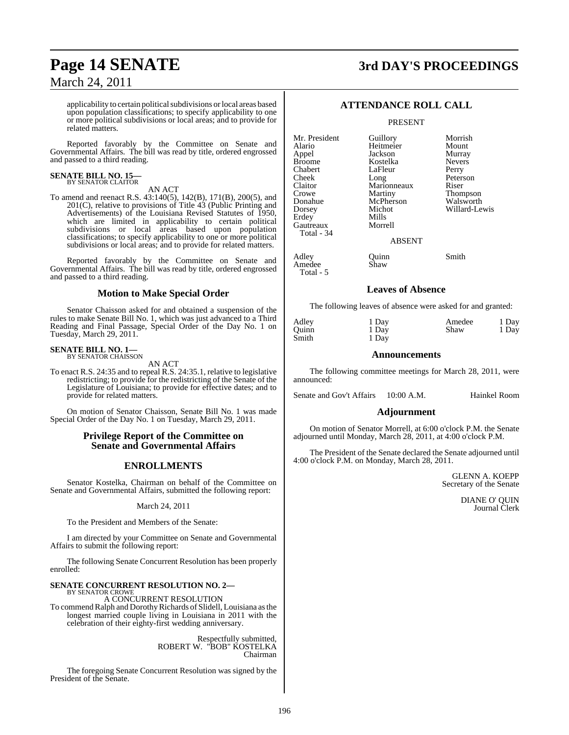applicability to certain political subdivisions or local areas based upon population classifications; to specify applicability to one or more political subdivisions or local areas; and to provide for related matters.

Reported favorably by the Committee on Senate and Governmental Affairs. The bill was read by title, ordered engrossed and passed to a third reading.

**SENATE BILL NO. 15—**
BY SENATOR CLAITOR

AN ACT

To amend and reenact R.S. 43:140(5), 142(B), 171(B), 200(5), and 201(C), relative to provisions of Title 43 (Public Printing and Advertisements) of the Louisiana Revised Statutes of 1950, which are limited in applicability to certain political subdivisions or local areas based upon population classifications; to specify applicability to one or more political subdivisions or local areas; and to provide for related matters.

Reported favorably by the Committee on Senate and Governmental Affairs. The bill was read by title, ordered engrossed and passed to a third reading.

## Motion to Make Special Order

Senator Chaisson asked for and obtained a suspension of the rules to make Senate Bill No. 1, which was just advanced to a Third Reading and Final Passage, Special Order of the Day No. 1 on Tuesday, March 29, 2011.

**SENATE BILL NO. 1—**
BY SENATOR CHAISSON

AN ACT

To enact R.S. 24:35 and to repeal R.S. 24:35.1, relative to legislative redistricting; to provide for the redistricting of the Senate of the Legislature of Louisiana; to provide for effective dates; and to provide for related matters.

On motion of Senator Chaisson, Senate Bill No. 1 was made Special Order of the Day No. 1 on Tuesday, March 29, 2011.

## Privilege Report of the Committee on Senate and Governmental Affairs

## ENROLLMENTS

Senator Kostelka, Chairman on behalf of the Committee on Senate and Governmental Affairs, submitted the following report:

March 24, 2011

To the President and Members of the Senate:

I am directed by your Committee on Senate and Governmental Affairs to submit the following report:

The following Senate Concurrent Resolution has been properly enrolled:

**SENATE CONCURRENT RESOLUTION NO. 2—**
BY SENATOR CROWE

A CONCURRENT RESOLUTION

To commend Ralph and Dorothy Richards of Slidell, Louisiana as the longest married couple living in Louisiana in 2011 with the celebration of their eighty-first wedding anniversary.

Respectfully submitted,
ROBERT W. "BOB" KOSTELKA
Chairman

The foregoing Senate Concurrent Resolution was signed by the President of the Senate.

## ATTENDANCE ROLL CALL

PRESENT

| | | |
|---|---|---|
| Mr. President | Guillory | Morrish |
| Alario | Heitmeier | Mount |
| Appel | Jackson | Murray |
| Broome | Kostelka | Nevers |
| Chabert | LaFleur | Perry |
| Cheek | Long | Peterson |
| Claitor | Marionneaux | Riser |
| Crowe | Martiny | Thompson |
| Donahue | McPherson | Walsworth |
| Dorsey | Michot | Willard-Lewis |
| Erdey | Mills | |
| Gautreaux | Morrell | |
| Total - 34 | | |

ABSENT

| | | |
|---|---|---|
| Adley | Quinn | Smith |
| Amedee | Shaw | |
| Total - 5 | | |

## Leaves of Absence

The following leaves of absence were asked for and granted:

| | | | |
|---|---|---|---|
| Adley | 1 Day | Amedee | 1 Day |
| Quinn | 1 Day | Shaw | 1 Day |
| Smith | 1 Day | | |

## Announcements

The following committee meetings for March 28, 2011, were announced:

Senate and Gov't Affairs 10:00 A.M. Hainkel Room

## Adjournment

On motion of Senator Morrell, at 6:00 o'clock P.M. the Senate adjourned until Monday, March 28, 2011, at 4:00 o'clock P.M.

The President of the Senate declared the Senate adjourned until 4:00 o'clock P.M. on Monday, March 28, 2011.

GLENN A. KOEPP
Secretary of the Senate

DIANE O' QUIN
Journal Clerk